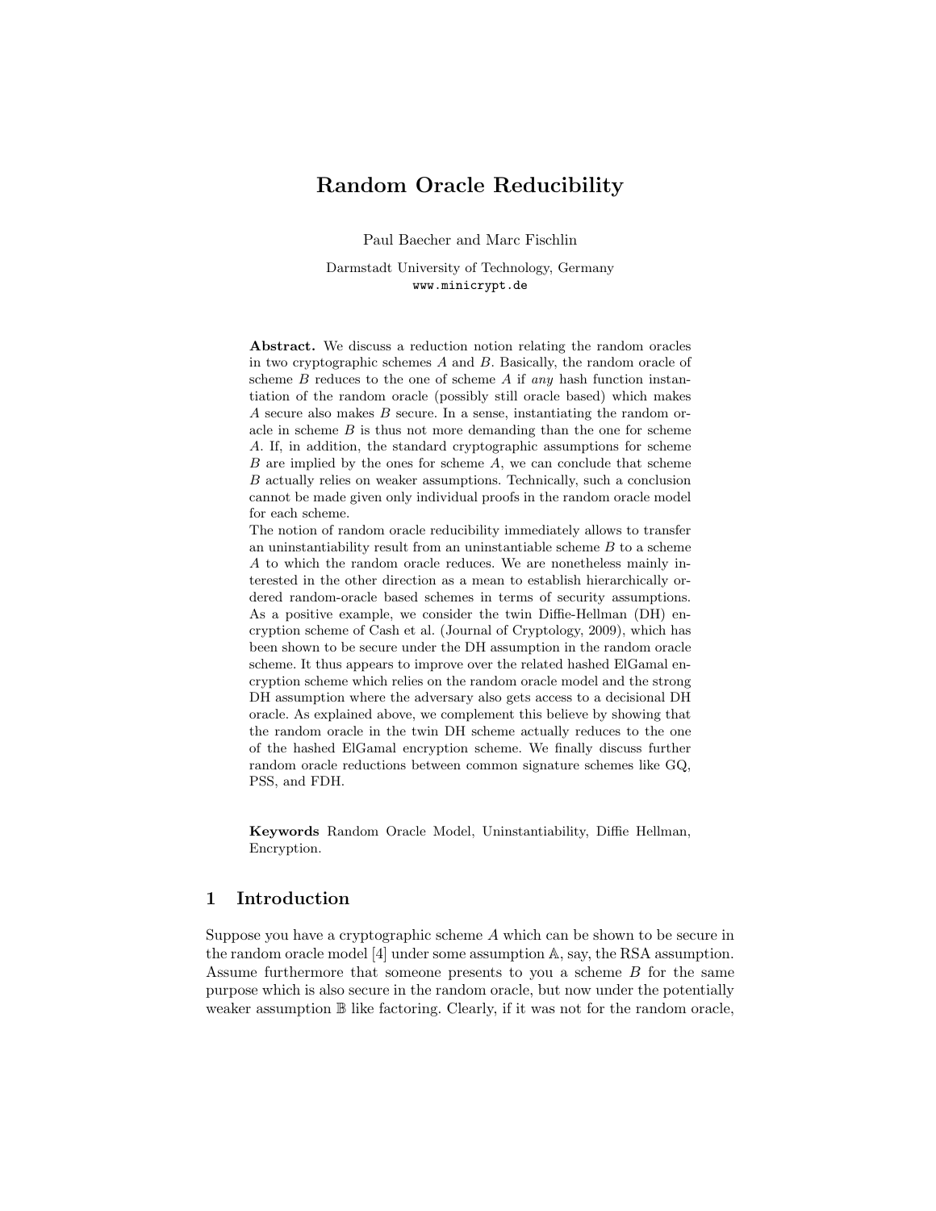# Random Oracle Reducibility

Paul Baecher and Marc Fischlin

Darmstadt University of Technology, Germany
www.minicrypt.de

**Abstract.** We discuss a reduction notion relating the random oracles in two cryptographic schemes $A$ and $B$. Basically, the random oracle of scheme $B$ reduces to the one of scheme $A$ if *any* hash function instantiation of the random oracle (possibly still oracle based) which makes $A$ secure also makes $B$ secure. In a sense, instantiating the random oracle in scheme $B$ is thus not more demanding than the one for scheme $A$. If, in addition, the standard cryptographic assumptions for scheme $B$ are implied by the ones for scheme $A$, we can conclude that scheme $B$ actually relies on weaker assumptions. Technically, such a conclusion cannot be made given only individual proofs in the random oracle model for each scheme.
The notion of random oracle reducibility immediately allows to transfer an uninstantiability result from an uninstantiable scheme $B$ to a scheme $A$ to which the random oracle reduces. We are nonetheless mainly interested in the other direction as a mean to establish hierarchically ordered random-oracle based schemes in terms of security assumptions. As a positive example, we consider the twin Diffie-Hellman (DH) encryption scheme of Cash et al. (Journal of Cryptology, 2009), which has been shown to be secure under the DH assumption in the random oracle scheme. It thus appears to improve over the related hashed ElGamal encryption scheme which relies on the random oracle model and the strong DH assumption where the adversary also gets access to a decisional DH oracle. As explained above, we complement this believe by showing that the random oracle in the twin DH scheme actually reduces to the one of the hashed ElGamal encryption scheme. We finally discuss further random oracle reductions between common signature schemes like GQ, PSS, and FDH.

**Keywords** Random Oracle Model, Uninstantiability, Diffie Hellman, Encryption.

## 1 Introduction

Suppose you have a cryptographic scheme $A$ which can be shown to be secure in the random oracle model [4] under some assumption $\mathbb{A}$, say, the RSA assumption. Assume furthermore that someone presents to you a scheme $B$ for the same purpose which is also secure in the random oracle, but now under the potentially weaker assumption $\mathbb{B}$ like factoring. Clearly, if it was not for the random oracle,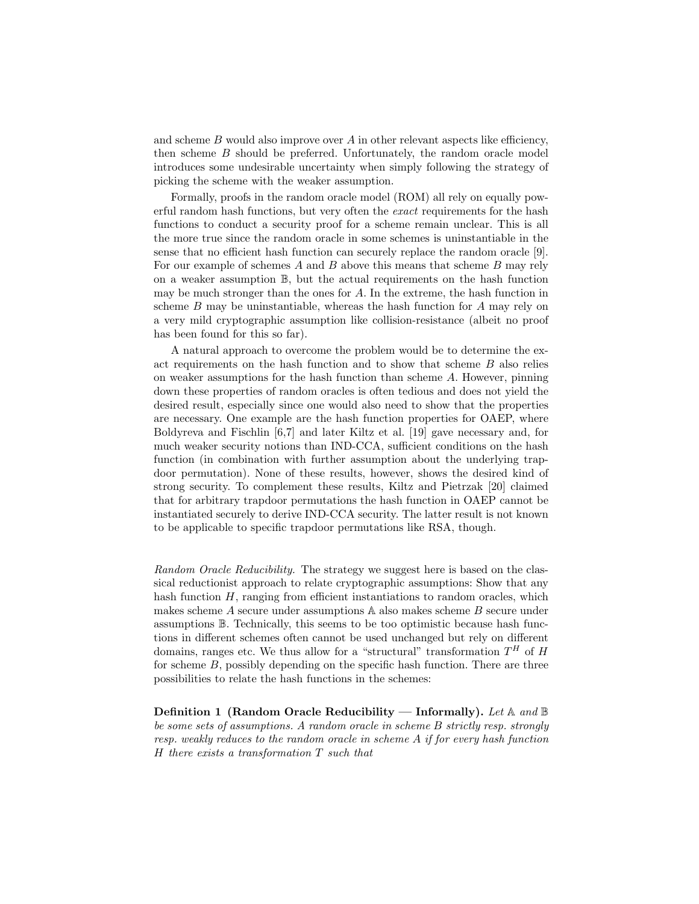and scheme $B$ would also improve over $A$ in other relevant aspects like efficiency, then scheme $B$ should be preferred. Unfortunately, the random oracle model introduces some undesirable uncertainty when simply following the strategy of picking the scheme with the weaker assumption.

Formally, proofs in the random oracle model (ROM) all rely on equally powerful random hash functions, but very often the *exact* requirements for the hash functions to conduct a security proof for a scheme remain unclear. This is all the more true since the random oracle in some schemes is uninstantiable in the sense that no efficient hash function can securely replace the random oracle [9]. For our example of schemes $A$ and $B$ above this means that scheme $B$ may rely on a weaker assumption $\mathbb{B}$, but the actual requirements on the hash function may be much stronger than the ones for $A$. In the extreme, the hash function in scheme $B$ may be uninstantiable, whereas the hash function for $A$ may rely on a very mild cryptographic assumption like collision-resistance (albeit no proof has been found for this so far).

A natural approach to overcome the problem would be to determine the exact requirements on the hash function and to show that scheme $B$ also relies on weaker assumptions for the hash function than scheme $A$. However, pinning down these properties of random oracles is often tedious and does not yield the desired result, especially since one would also need to show that the properties are necessary. One example are the hash function properties for OAEP, where Boldyreva and Fischlin [6,7] and later Kiltz et al. [19] gave necessary and, for much weaker security notions than IND-CCA, sufficient conditions on the hash function (in combination with further assumption about the underlying trapdoor permutation). None of these results, however, shows the desired kind of strong security. To complement these results, Kiltz and Pietrzak [20] claimed that for arbitrary trapdoor permutations the hash function in OAEP cannot be instantiated securely to derive IND-CCA security. The latter result is not known to be applicable to specific trapdoor permutations like RSA, though.

*Random Oracle Reducibility.* The strategy we suggest here is based on the classical reductionist approach to relate cryptographic assumptions: Show that any hash function $H$, ranging from efficient instantiations to random oracles, which makes scheme $A$ secure under assumptions $\mathbb{A}$ also makes scheme $B$ secure under assumptions $\mathbb{B}$. Technically, this seems to be too optimistic because hash functions in different schemes often cannot be used unchanged but rely on different domains, ranges etc. We thus allow for a "structural" transformation $T^H$ of $H$ for scheme $B$, possibly depending on the specific hash function. There are three possibilities to relate the hash functions in the schemes:

**Definition 1 (Random Oracle Reducibility — Informally).** *Let $\mathbb{A}$ and $\mathbb{B}$ be some sets of assumptions. A random oracle in scheme $B$ strictly resp. strongly resp. weakly reduces to the random oracle in scheme $A$ if for every hash function $H$ there exists a transformation $T$ such that*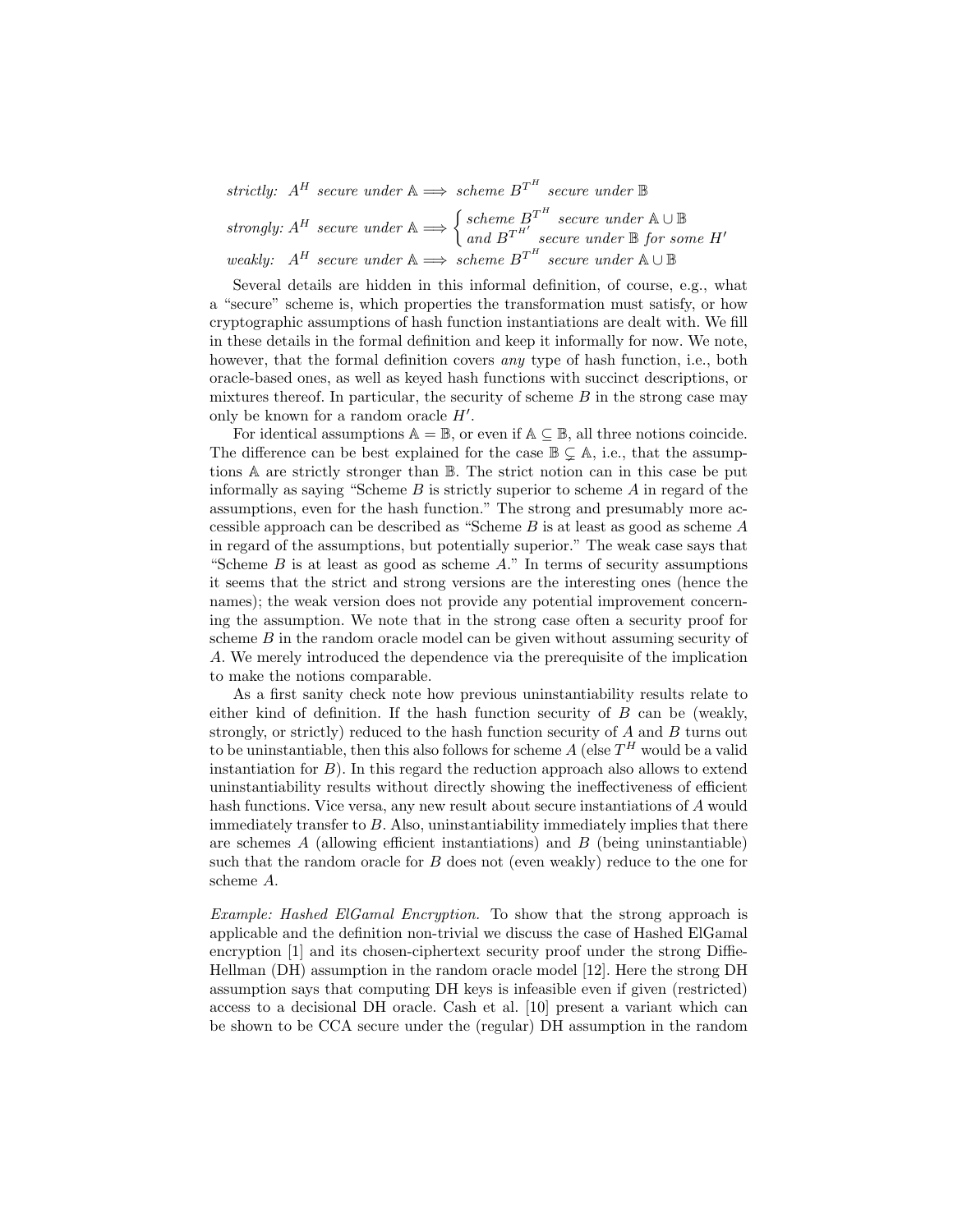*strictly:* $A^H$ *secure under* $\mathbb{A} \Longrightarrow$ *scheme* $B^{T^H}$ *secure under* $\mathbb{B}$

*strongly:* $A^H$ *secure under* $\mathbb{A} \Longrightarrow \begin{cases} \textit{scheme } B^{T^H} \textit{ secure under } \mathbb{A} \cup \mathbb{B} \\ \textit{and } B^{T^{H'}} \textit{ secure under } \mathbb{B} \textit{ for some } H' \end{cases}$

*weakly:* $A^H$ *secure under* $\mathbb{A} \Longrightarrow$ *scheme* $B^{T^H}$ *secure under* $\mathbb{A} \cup \mathbb{B}$

Several details are hidden in this informal definition, of course, e.g., what a "secure" scheme is, which properties the transformation must satisfy, or how cryptographic assumptions of hash function instantiations are dealt with. We fill in these details in the formal definition and keep it informally for now. We note, however, that the formal definition covers *any* type of hash function, i.e., both oracle-based ones, as well as keyed hash functions with succinct descriptions, or mixtures thereof. In particular, the security of scheme $B$ in the strong case may only be known for a random oracle $H'$.

For identical assumptions $\mathbb{A} = \mathbb{B}$, or even if $\mathbb{A} \subseteq \mathbb{B}$, all three notions coincide. The difference can be best explained for the case $\mathbb{B} \subsetneq \mathbb{A}$, i.e., that the assumptions $\mathbb{A}$ are strictly stronger than $\mathbb{B}$. The strict notion can in this case be put informally as saying "Scheme $B$ is strictly superior to scheme $A$ in regard of the assumptions, even for the hash function." The strong and presumably more accessible approach can be described as "Scheme $B$ is at least as good as scheme $A$ in regard of the assumptions, but potentially superior." The weak case says that "Scheme $B$ is at least as good as scheme $A$." In terms of security assumptions it seems that the strict and strong versions are the interesting ones (hence the names); the weak version does not provide any potential improvement concerning the assumption. We note that in the strong case often a security proof for scheme $B$ in the random oracle model can be given without assuming security of $A$. We merely introduced the dependence via the prerequisite of the implication to make the notions comparable.

As a first sanity check note how previous uninstantiability results relate to either kind of definition. If the hash function security of $B$ can be (weakly, strongly, or strictly) reduced to the hash function security of $A$ and $B$ turns out to be uninstantiable, then this also follows for scheme $A$ (else $T^H$ would be a valid instantiation for $B$). In this regard the reduction approach also allows to extend uninstantiability results without directly showing the ineffectiveness of efficient hash functions. Vice versa, any new result about secure instantiations of $A$ would immediately transfer to $B$. Also, uninstantiability immediately implies that there are schemes $A$ (allowing efficient instantiations) and $B$ (being uninstantiable) such that the random oracle for $B$ does not (even weakly) reduce to the one for scheme $A$.

*Example: Hashed ElGamal Encryption.* To show that the strong approach is applicable and the definition non-trivial we discuss the case of Hashed ElGamal encryption [1] and its chosen-ciphertext security proof under the strong Diffie-Hellman (DH) assumption in the random oracle model [12]. Here the strong DH assumption says that computing DH keys is infeasible even if given (restricted) access to a decisional DH oracle. Cash et al. [10] present a variant which can be shown to be CCA secure under the (regular) DH assumption in the random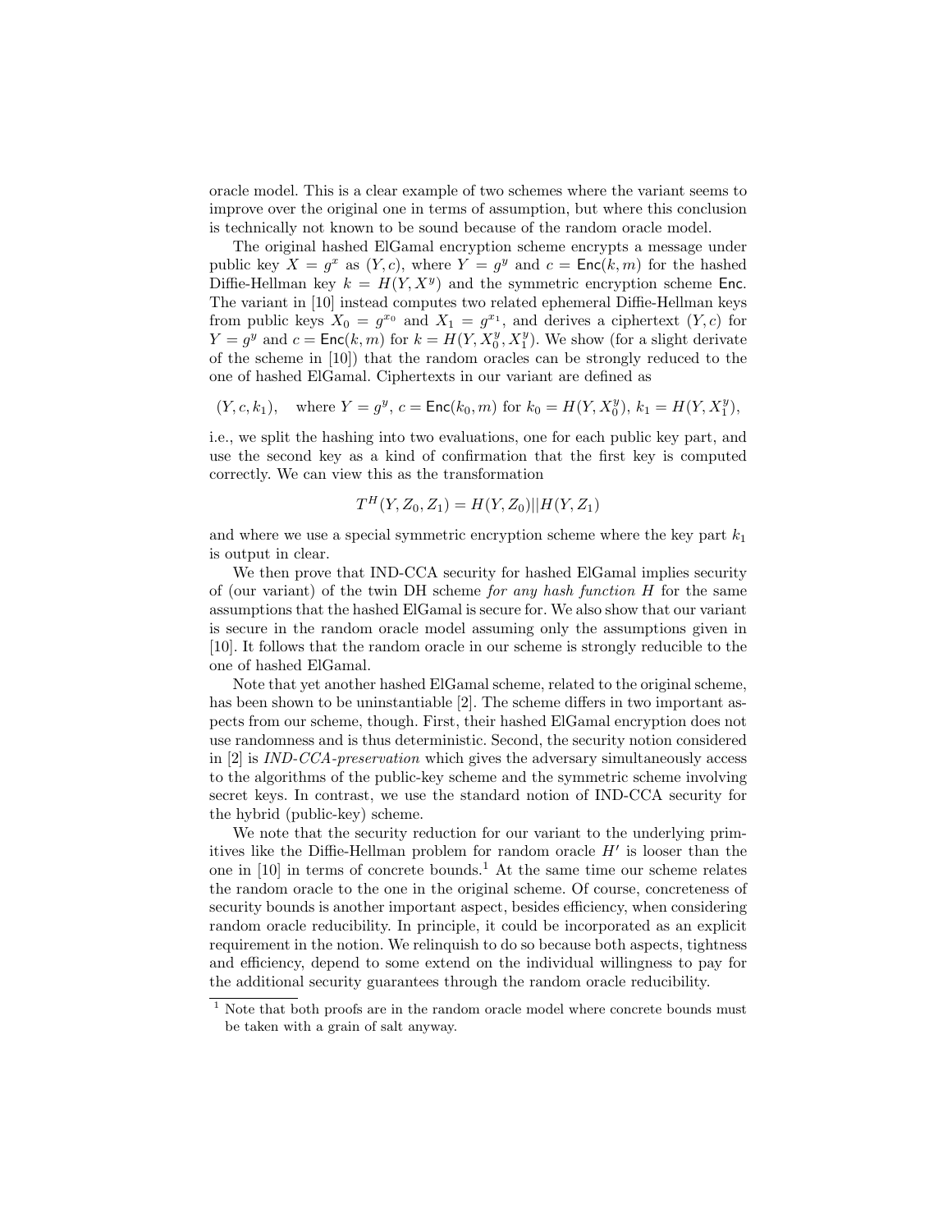oracle model. This is a clear example of two schemes where the variant seems to improve over the original one in terms of assumption, but where this conclusion is technically not known to be sound because of the random oracle model.

The original hashed ElGamal encryption scheme encrypts a message under public key $X = g^x$ as $(Y, c)$, where $Y = g^y$ and $c = \mathsf{Enc}(k, m)$ for the hashed Diffie-Hellman key $k = H(Y, X^y)$ and the symmetric encryption scheme $\mathsf{Enc}$. The variant in [10] instead computes two related ephemeral Diffie-Hellman keys from public keys $X_0 = g^{x_0}$ and $X_1 = g^{x_1}$, and derives a ciphertext $(Y, c)$ for $Y = g^y$ and $c = \mathsf{Enc}(k, m)$ for $k = H(Y, X_0^y, X_1^y)$. We show (for a slight derivate of the scheme in [10]) that the random oracles can be strongly reduced to the one of hashed ElGamal. Ciphertexts in our variant are defined as

$$(Y, c, k_1), \quad \text{where } Y = g^y,\, c = \mathsf{Enc}(k_0, m) \text{ for } k_0 = H(Y, X_0^y),\, k_1 = H(Y, X_1^y),$$

i.e., we split the hashing into two evaluations, one for each public key part, and use the second key as a kind of confirmation that the first key is computed correctly. We can view this as the transformation

$$T^H(Y, Z_0, Z_1) = H(Y, Z_0)||H(Y, Z_1)$$

and where we use a special symmetric encryption scheme where the key part $k_1$ is output in clear.

We then prove that IND-CCA security for hashed ElGamal implies security of (our variant) of the twin DH scheme *for any hash function H* for the same assumptions that the hashed ElGamal is secure for. We also show that our variant is secure in the random oracle model assuming only the assumptions given in [10]. It follows that the random oracle in our scheme is strongly reducible to the one of hashed ElGamal.

Note that yet another hashed ElGamal scheme, related to the original scheme, has been shown to be uninstantiable [2]. The scheme differs in two important aspects from our scheme, though. First, their hashed ElGamal encryption does not use randomness and is thus deterministic. Second, the security notion considered in [2] is *IND-CCA-preservation* which gives the adversary simultaneously access to the algorithms of the public-key scheme and the symmetric scheme involving secret keys. In contrast, we use the standard notion of IND-CCA security for the hybrid (public-key) scheme.

We note that the security reduction for our variant to the underlying primitives like the Diffie-Hellman problem for random oracle $H'$ is looser than the one in [10] in terms of concrete bounds.[1] At the same time our scheme relates the random oracle to the one in the original scheme. Of course, concreteness of security bounds is another important aspect, besides efficiency, when considering random oracle reducibility. In principle, it could be incorporated as an explicit requirement in the notion. We relinquish to do so because both aspects, tightness and efficiency, depend to some extend on the individual willingness to pay for the additional security guarantees through the random oracle reducibility.

[1] Note that both proofs are in the random oracle model where concrete bounds must be taken with a grain of salt anyway.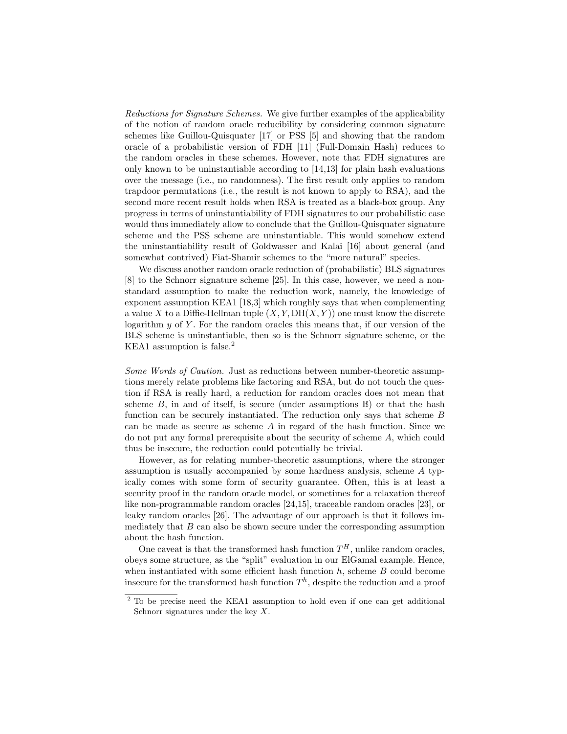*Reductions for Signature Schemes.* We give further examples of the applicability of the notion of random oracle reducibility by considering common signature schemes like Guillou-Quisquater [17] or PSS [5] and showing that the random oracle of a probabilistic version of FDH [11] (Full-Domain Hash) reduces to the random oracles in these schemes. However, note that FDH signatures are only known to be uninstantiable according to [14,13] for plain hash evaluations over the message (i.e., no randomness). The first result only applies to random trapdoor permutations (i.e., the result is not known to apply to RSA), and the second more recent result holds when RSA is treated as a black-box group. Any progress in terms of uninstantiability of FDH signatures to our probabilistic case would thus immediately allow to conclude that the Guillou-Quisquater signature scheme and the PSS scheme are uninstantiable. This would somehow extend the uninstantiability result of Goldwasser and Kalai [16] about general (and somewhat contrived) Fiat-Shamir schemes to the "more natural" species.

We discuss another random oracle reduction of (probabilistic) BLS signatures [8] to the Schnorr signature scheme [25]. In this case, however, we need a non-standard assumption to make the reduction work, namely, the knowledge of exponent assumption KEA1 [18,3] which roughly says that when complementing a value $X$ to a Diffie-Hellman tuple $(X, Y, \mathrm{DH}(X, Y))$ one must know the discrete logarithm $y$ of $Y$. For the random oracles this means that, if our version of the BLS scheme is uninstantiable, then so is the Schnorr signature scheme, or the KEA1 assumption is false.[2]

*Some Words of Caution.* Just as reductions between number-theoretic assumptions merely relate problems like factoring and RSA, but do not touch the question if RSA is really hard, a reduction for random oracles does not mean that scheme $B$, in and of itself, is secure (under assumptions $\mathbb{B}$) or that the hash function can be securely instantiated. The reduction only says that scheme $B$ can be made as secure as scheme $A$ in regard of the hash function. Since we do not put any formal prerequisite about the security of scheme $A$, which could thus be insecure, the reduction could potentially be trivial.

However, as for relating number-theoretic assumptions, where the stronger assumption is usually accompanied by some hardness analysis, scheme $A$ typically comes with some form of security guarantee. Often, this is at least a security proof in the random oracle model, or sometimes for a relaxation thereof like non-programmable random oracles [24,15], traceable random oracles [23], or leaky random oracles [26]. The advantage of our approach is that it follows immediately that $B$ can also be shown secure under the corresponding assumption about the hash function.

One caveat is that the transformed hash function $T^H$, unlike random oracles, obeys some structure, as the "split" evaluation in our ElGamal example. Hence, when instantiated with some efficient hash function $h$, scheme $B$ could become insecure for the transformed hash function $T^h$, despite the reduction and a proof

[2] To be precise need the KEA1 assumption to hold even if one can get additional Schnorr signatures under the key $X$.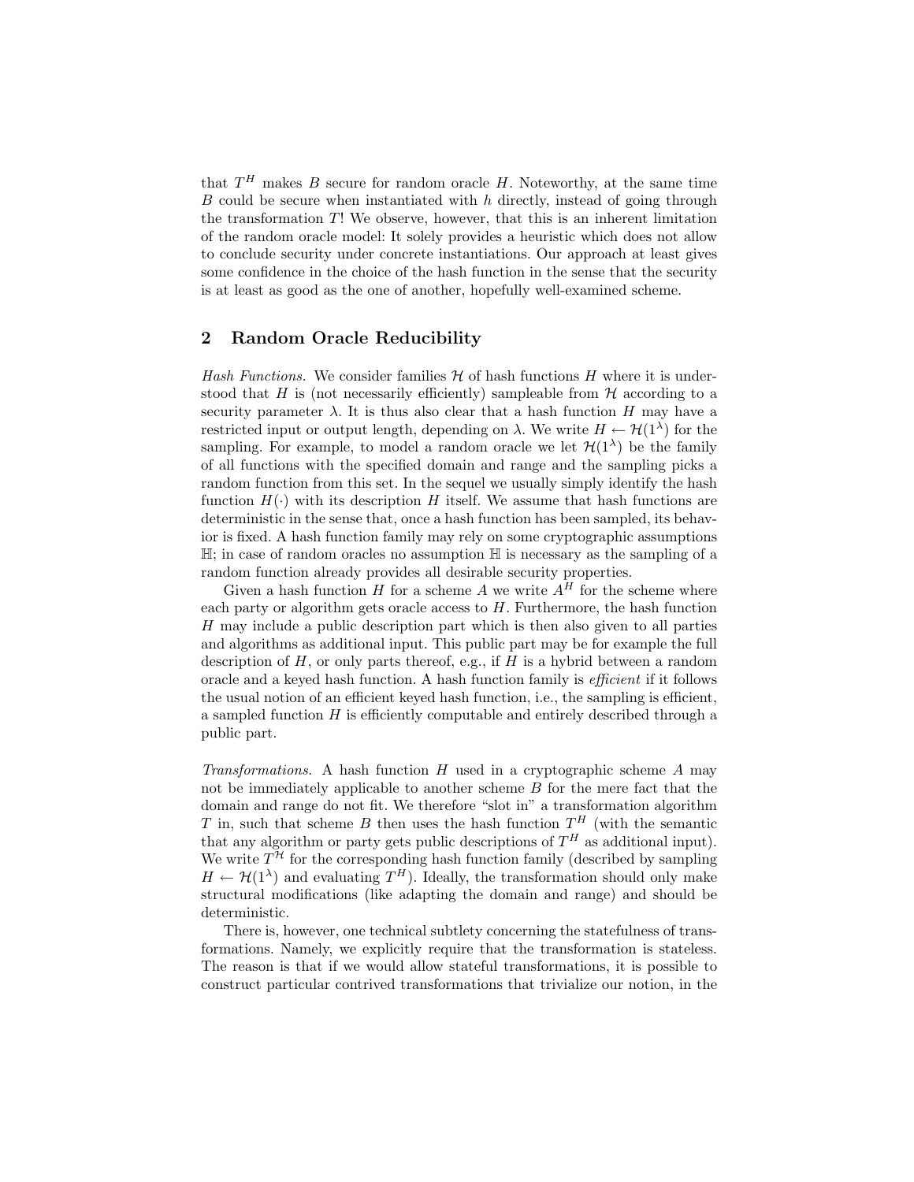that $T^H$ makes $B$ secure for random oracle $H$. Noteworthy, at the same time $B$ could be secure when instantiated with $h$ directly, instead of going through the transformation $T$! We observe, however, that this is an inherent limitation of the random oracle model: It solely provides a heuristic which does not allow to conclude security under concrete instantiations. Our approach at least gives some confidence in the choice of the hash function in the sense that the security is at least as good as the one of another, hopefully well-examined scheme.

## 2 Random Oracle Reducibility

*Hash Functions.* We consider families $\mathcal{H}$ of hash functions $H$ where it is understood that $H$ is (not necessarily efficiently) sampleable from $\mathcal{H}$ according to a security parameter $\lambda$. It is thus also clear that a hash function $H$ may have a restricted input or output length, depending on $\lambda$. We write $H \leftarrow \mathcal{H}(1^\lambda)$ for the sampling. For example, to model a random oracle we let $\mathcal{H}(1^\lambda)$ be the family of all functions with the specified domain and range and the sampling picks a random function from this set. In the sequel we usually simply identify the hash function $H(\cdot)$ with its description $H$ itself. We assume that hash functions are deterministic in the sense that, once a hash function has been sampled, its behavior is fixed. A hash function family may rely on some cryptographic assumptions $\mathbb{H}$; in case of random oracles no assumption $\mathbb{H}$ is necessary as the sampling of a random function already provides all desirable security properties.

Given a hash function $H$ for a scheme $A$ we write $A^H$ for the scheme where each party or algorithm gets oracle access to $H$. Furthermore, the hash function $H$ may include a public description part which is then also given to all parties and algorithms as additional input. This public part may be for example the full description of $H$, or only parts thereof, e.g., if $H$ is a hybrid between a random oracle and a keyed hash function. A hash function family is *efficient* if it follows the usual notion of an efficient keyed hash function, i.e., the sampling is efficient, a sampled function $H$ is efficiently computable and entirely described through a public part.

*Transformations.* A hash function $H$ used in a cryptographic scheme $A$ may not be immediately applicable to another scheme $B$ for the mere fact that the domain and range do not fit. We therefore "slot in" a transformation algorithm $T$ in, such that scheme $B$ then uses the hash function $T^H$ (with the semantic that any algorithm or party gets public descriptions of $T^H$ as additional input). We write $T^{\mathcal{H}}$ for the corresponding hash function family (described by sampling $H \leftarrow \mathcal{H}(1^\lambda)$ and evaluating $T^H$). Ideally, the transformation should only make structural modifications (like adapting the domain and range) and should be deterministic.

There is, however, one technical subtlety concerning the statefulness of transformations. Namely, we explicitly require that the transformation is stateless. The reason is that if we would allow stateful transformations, it is possible to construct particular contrived transformations that trivialize our notion, in the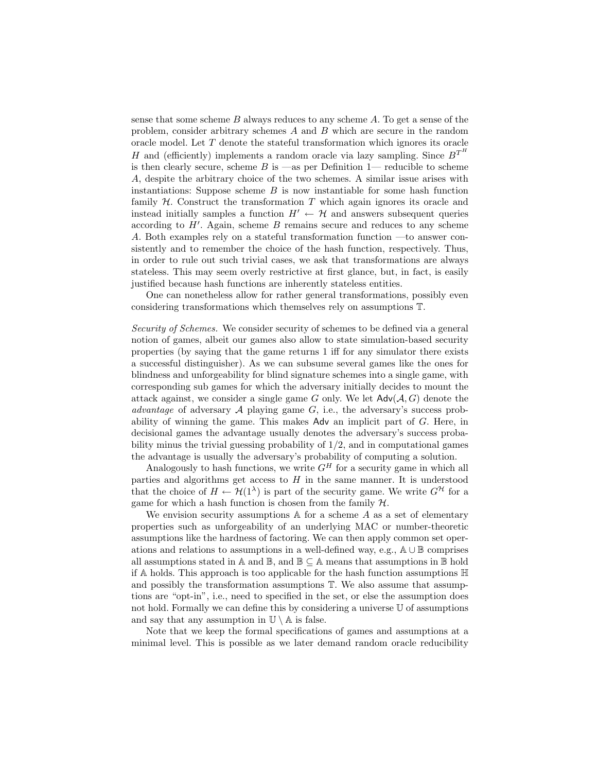sense that some scheme $B$ always reduces to any scheme $A$. To get a sense of the problem, consider arbitrary schemes $A$ and $B$ which are secure in the random oracle model. Let $T$ denote the stateful transformation which ignores its oracle $H$ and (efficiently) implements a random oracle via lazy sampling. Since $B^{T^H}$ is then clearly secure, scheme $B$ is —as per Definition 1— reducible to scheme $A$, despite the arbitrary choice of the two schemes. A similar issue arises with instantiations: Suppose scheme $B$ is now instantiable for some hash function family $\mathcal{H}$. Construct the transformation $T$ which again ignores its oracle and instead initially samples a function $H' \leftarrow \mathcal{H}$ and answers subsequent queries according to $H'$. Again, scheme $B$ remains secure and reduces to any scheme $A$. Both examples rely on a stateful transformation function —to answer consistently and to remember the choice of the hash function, respectively. Thus, in order to rule out such trivial cases, we ask that transformations are always stateless. This may seem overly restrictive at first glance, but, in fact, is easily justified because hash functions are inherently stateless entities.

One can nonetheless allow for rather general transformations, possibly even considering transformations which themselves rely on assumptions $\mathbb{T}$.

*Security of Schemes.* We consider security of schemes to be defined via a general notion of games, albeit our games also allow to state simulation-based security properties (by saying that the game returns 1 iff for any simulator there exists a successful distinguisher). As we can subsume several games like the ones for blindness and unforgeability for blind signature schemes into a single game, with corresponding sub games for which the adversary initially decides to mount the attack against, we consider a single game $G$ only. We let $\mathsf{Adv}(\mathcal{A}, G)$ denote the *advantage* of adversary $\mathcal{A}$ playing game $G$, i.e., the adversary's success probability of winning the game. This makes $\mathsf{Adv}$ an implicit part of $G$. Here, in decisional games the advantage usually denotes the adversary's success probability minus the trivial guessing probability of $1/2$, and in computational games the advantage is usually the adversary's probability of computing a solution.

Analogously to hash functions, we write $G^H$ for a security game in which all parties and algorithms get access to $H$ in the same manner. It is understood that the choice of $H \leftarrow \mathcal{H}(1^\lambda)$ is part of the security game. We write $G^{\mathcal{H}}$ for a game for which a hash function is chosen from the family $\mathcal{H}$.

We envision security assumptions $\mathbb{A}$ for a scheme $A$ as a set of elementary properties such as unforgeability of an underlying MAC or number-theoretic assumptions like the hardness of factoring. We can then apply common set operations and relations to assumptions in a well-defined way, e.g., $\mathbb{A} \cup \mathbb{B}$ comprises all assumptions stated in $\mathbb{A}$ and $\mathbb{B}$, and $\mathbb{B} \subseteq \mathbb{A}$ means that assumptions in $\mathbb{B}$ hold if $\mathbb{A}$ holds. This approach is too applicable for the hash function assumptions $\mathbb{H}$ and possibly the transformation assumptions $\mathbb{T}$. We also assume that assumptions are "opt-in", i.e., need to specified in the set, or else the assumption does not hold. Formally we can define this by considering a universe $\mathbb{U}$ of assumptions and say that any assumption in $\mathbb{U} \setminus \mathbb{A}$ is false.

Note that we keep the formal specifications of games and assumptions at a minimal level. This is possible as we later demand random oracle reducibility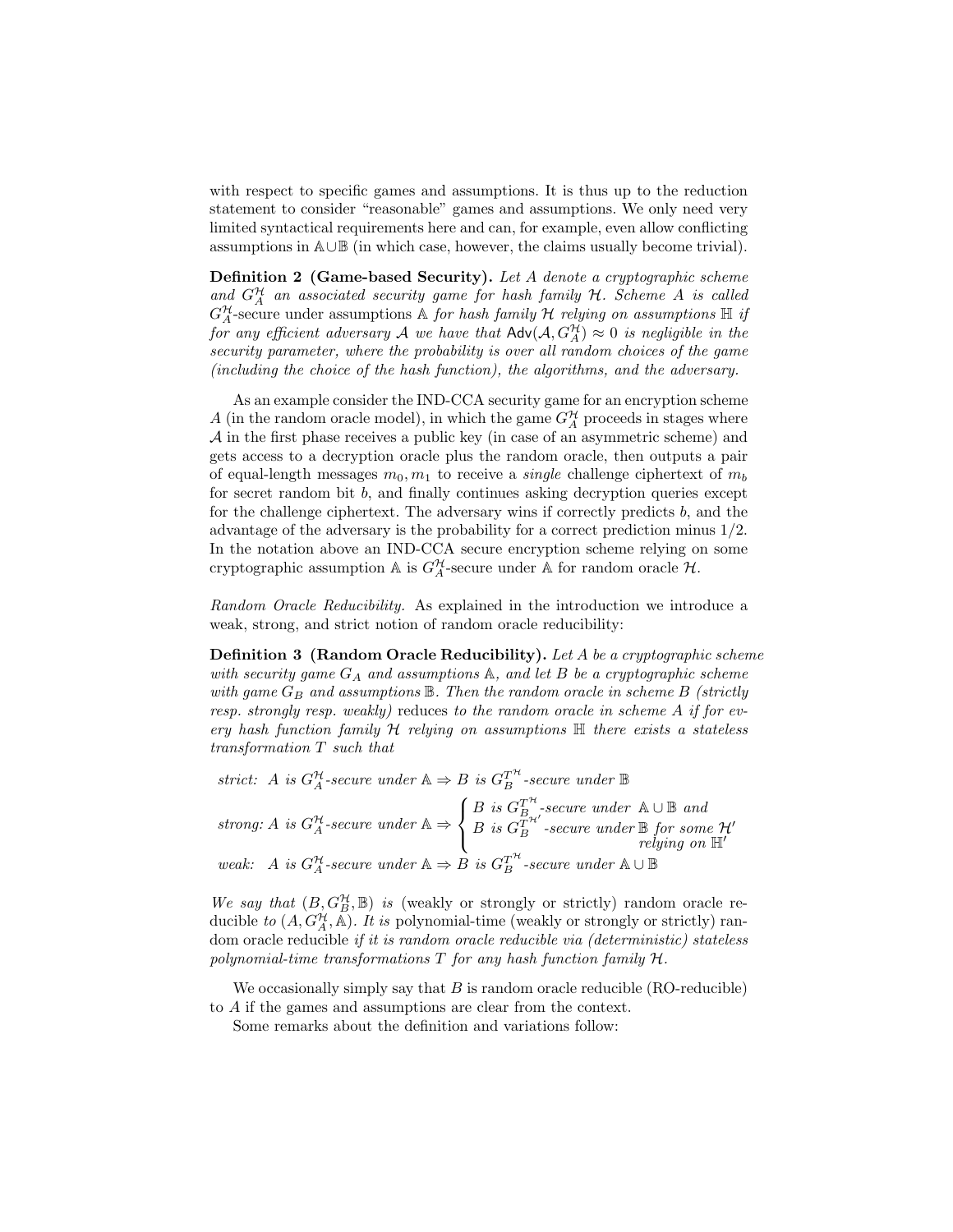with respect to specific games and assumptions. It is thus up to the reduction statement to consider "reasonable" games and assumptions. We only need very limited syntactical requirements here and can, for example, even allow conflicting assumptions in $\mathbb{A} \cup \mathbb{B}$ (in which case, however, the claims usually become trivial).

**Definition 2 (Game-based Security).** *Let $A$ denote a cryptographic scheme and $G_A^{\mathcal{H}}$ an associated security game for hash family $\mathcal{H}$. Scheme $A$ is called* $G_A^{\mathcal{H}}$-secure under assumptions $\mathbb{A}$ *for hash family $\mathcal{H}$ relying on assumptions $\mathbb{H}$ if for any efficient adversary $\mathcal{A}$ we have that $\mathsf{Adv}(\mathcal{A}, G_A^{\mathcal{H}}) \approx 0$ is negligible in the security parameter, where the probability is over all random choices of the game (including the choice of the hash function), the algorithms, and the adversary.*

As an example consider the IND-CCA security game for an encryption scheme $A$ (in the random oracle model), in which the game $G_A^{\mathcal{H}}$ proceeds in stages where $\mathcal{A}$ in the first phase receives a public key (in case of an asymmetric scheme) and gets access to a decryption oracle plus the random oracle, then outputs a pair of equal-length messages $m_0, m_1$ to receive a *single* challenge ciphertext of $m_b$ for secret random bit $b$, and finally continues asking decryption queries except for the challenge ciphertext. The adversary wins if correctly predicts $b$, and the advantage of the adversary is the probability for a correct prediction minus $1/2$. In the notation above an IND-CCA secure encryption scheme relying on some cryptographic assumption $\mathbb{A}$ is $G_A^{\mathcal{H}}$-secure under $\mathbb{A}$ for random oracle $\mathcal{H}$.

*Random Oracle Reducibility.* As explained in the introduction we introduce a weak, strong, and strict notion of random oracle reducibility:

**Definition 3 (Random Oracle Reducibility).** *Let $A$ be a cryptographic scheme with security game $G_A$ and assumptions $\mathbb{A}$, and let $B$ be a cryptographic scheme with game $G_B$ and assumptions $\mathbb{B}$. Then the random oracle in scheme $B$ (strictly resp. strongly resp. weakly)* reduces *to the random oracle in scheme $A$ if for every hash function family $\mathcal{H}$ relying on assumptions $\mathbb{H}$ there exists a stateless transformation $T$ such that*

$$\textit{strict:}\quad A \text{ is } G_A^{\mathcal{H}}\text{-secure under } \mathbb{A} \Rightarrow B \text{ is } G_B^{T^{\mathcal{H}}}\text{-secure under } \mathbb{B}$$

$$\textit{strong:}\ A \text{ is } G_A^{\mathcal{H}}\text{-secure under } \mathbb{A} \Rightarrow \begin{cases} B \text{ is } G_B^{T^{\mathcal{H}}}\text{-secure under } \mathbb{A} \cup \mathbb{B} \text{ and} \\ B \text{ is } G_B^{T^{\mathcal{H}'}}\text{-secure under } \mathbb{B} \text{ for some } \mathcal{H}' \\ \qquad\qquad\qquad\qquad\qquad \text{relying on } \mathbb{H}' \end{cases}$$

$$\textit{weak:}\quad A \text{ is } G_A^{\mathcal{H}}\text{-secure under } \mathbb{A} \Rightarrow B \text{ is } G_B^{T^{\mathcal{H}}}\text{-secure under } \mathbb{A} \cup \mathbb{B}$$

*We say that $(B, G_B^{\mathcal{H}}, \mathbb{B})$ is* (weakly or strongly or strictly) random oracle reducible *to $(A, G_A^{\mathcal{H}}, \mathbb{A})$. It is* polynomial-time (weakly or strongly or strictly) random oracle reducible *if it is random oracle reducible via (deterministic) stateless polynomial-time transformations $T$ for any hash function family $\mathcal{H}$.*

We occasionally simply say that $B$ is random oracle reducible (RO-reducible) to $A$ if the games and assumptions are clear from the context.

Some remarks about the definition and variations follow: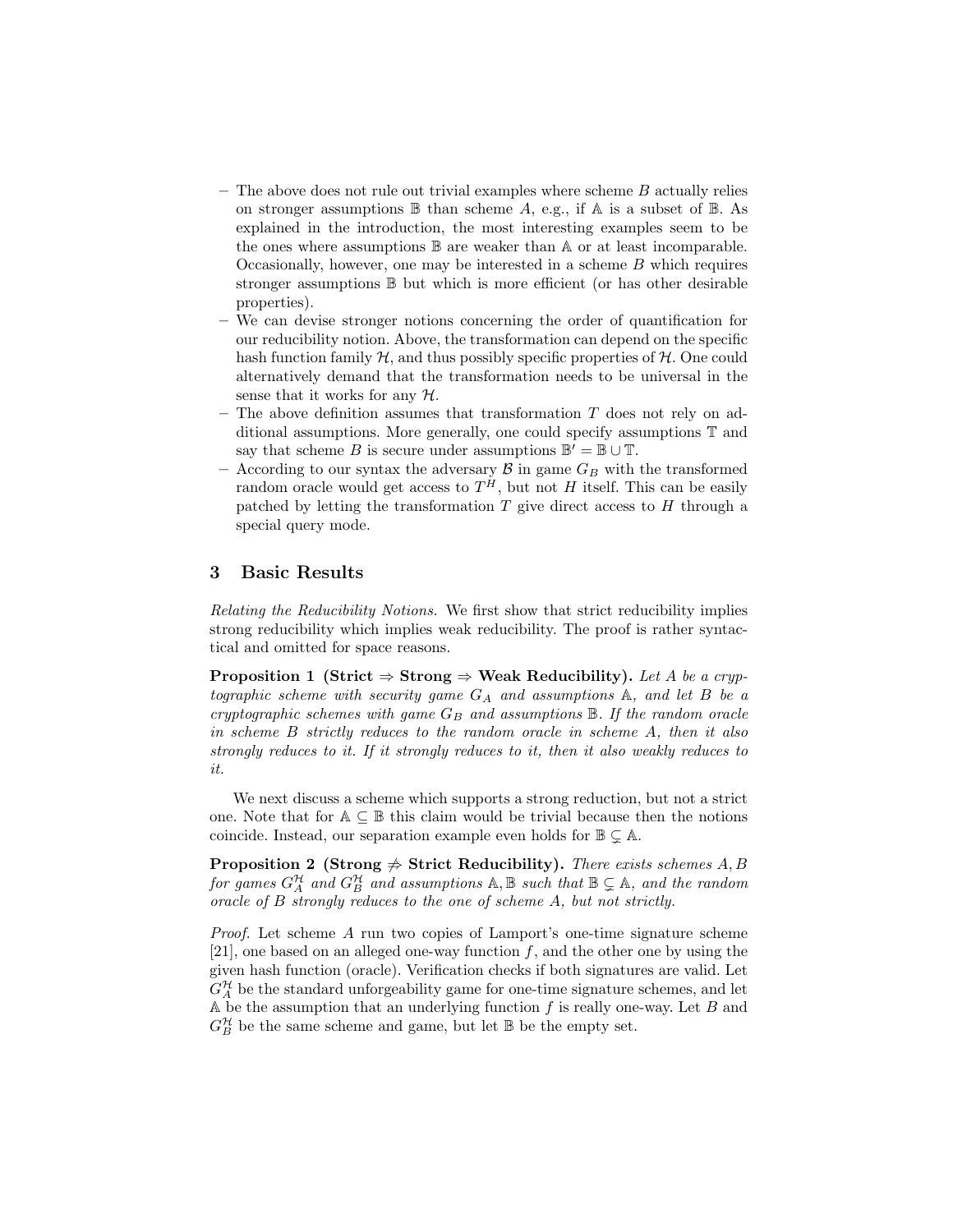- The above does not rule out trivial examples where scheme $B$ actually relies on stronger assumptions $\mathbb{B}$ than scheme $A$, e.g., if $\mathbb{A}$ is a subset of $\mathbb{B}$. As explained in the introduction, the most interesting examples seem to be the ones where assumptions $\mathbb{B}$ are weaker than $\mathbb{A}$ or at least incomparable. Occasionally, however, one may be interested in a scheme $B$ which requires stronger assumptions $\mathbb{B}$ but which is more efficient (or has other desirable properties).
- We can devise stronger notions concerning the order of quantification for our reducibility notion. Above, the transformation can depend on the specific hash function family $\mathcal{H}$, and thus possibly specific properties of $\mathcal{H}$. One could alternatively demand that the transformation needs to be universal in the sense that it works for any $\mathcal{H}$.
- The above definition assumes that transformation $T$ does not rely on additional assumptions. More generally, one could specify assumptions $\mathbb{T}$ and say that scheme $B$ is secure under assumptions $\mathbb{B}' = \mathbb{B} \cup \mathbb{T}$.
- According to our syntax the adversary $\mathcal{B}$ in game $G_B$ with the transformed random oracle would get access to $T^H$, but not $H$ itself. This can be easily patched by letting the transformation $T$ give direct access to $H$ through a special query mode.

## 3 Basic Results

*Relating the Reducibility Notions.* We first show that strict reducibility implies strong reducibility which implies weak reducibility. The proof is rather syntactical and omitted for space reasons.

**Proposition 1 (Strict $\Rightarrow$ Strong $\Rightarrow$ Weak Reducibility).** *Let $A$ be a cryptographic scheme with security game $G_A$ and assumptions $\mathbb{A}$, and let $B$ be a cryptographic schemes with game $G_B$ and assumptions $\mathbb{B}$. If the random oracle in scheme $B$ strictly reduces to the random oracle in scheme $A$, then it also strongly reduces to it. If it strongly reduces to it, then it also weakly reduces to it.*

We next discuss a scheme which supports a strong reduction, but not a strict one. Note that for $\mathbb{A} \subseteq \mathbb{B}$ this claim would be trivial because then the notions coincide. Instead, our separation example even holds for $\mathbb{B} \subsetneq \mathbb{A}$.

**Proposition 2 (Strong $\not\Rightarrow$ Strict Reducibility).** *There exists schemes $A, B$ for games $G_A^{\mathcal{H}}$ and $G_B^{\mathcal{H}}$ and assumptions $\mathbb{A}, \mathbb{B}$ such that $\mathbb{B} \subsetneq \mathbb{A}$, and the random oracle of $B$ strongly reduces to the one of scheme $A$, but not strictly.*

*Proof.* Let scheme $A$ run two copies of Lamport's one-time signature scheme [21], one based on an alleged one-way function $f$, and the other one by using the given hash function (oracle). Verification checks if both signatures are valid. Let $G_A^{\mathcal{H}}$ be the standard unforgeability game for one-time signature schemes, and let $\mathbb{A}$ be the assumption that an underlying function $f$ is really one-way. Let $B$ and $G_B^{\mathcal{H}}$ be the same scheme and game, but let $\mathbb{B}$ be the empty set.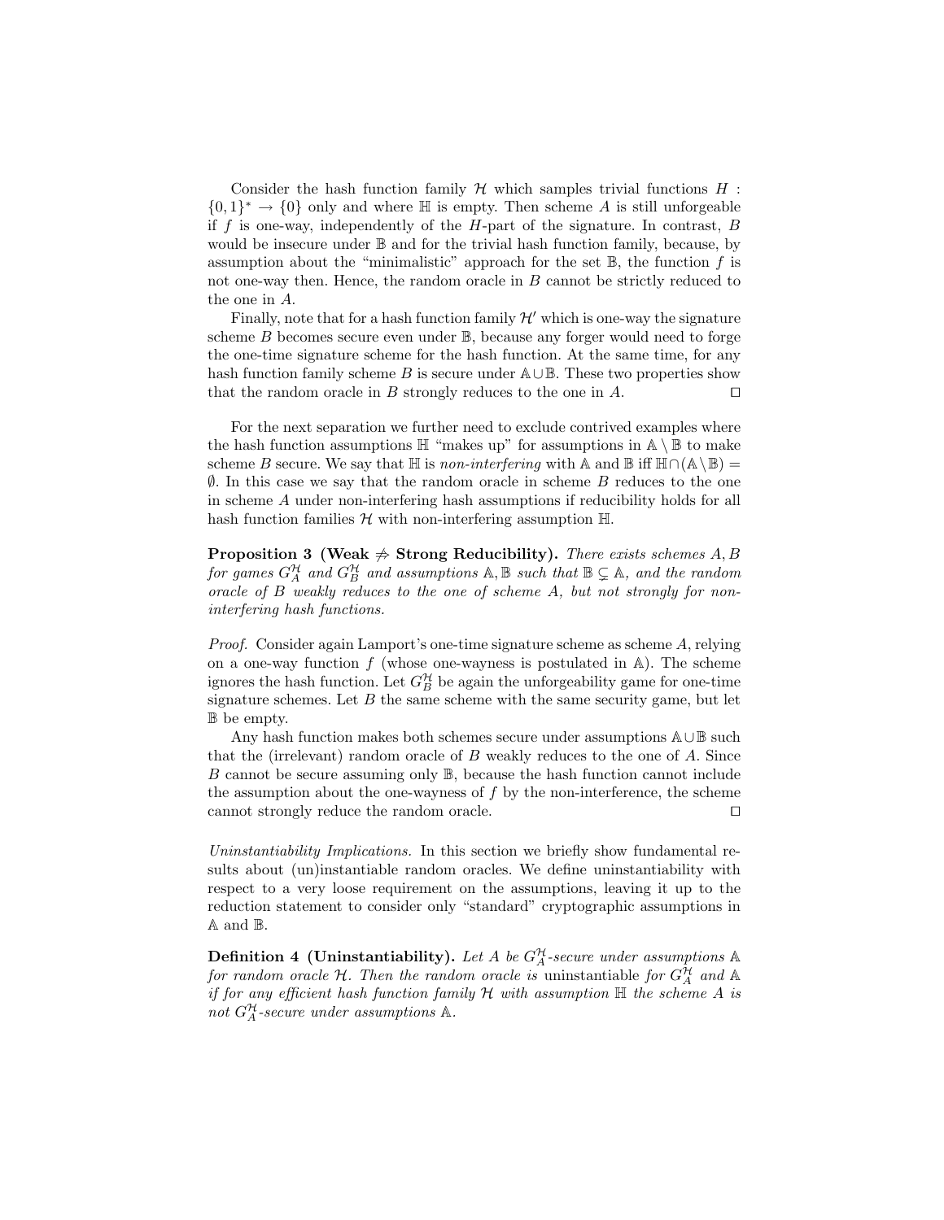Consider the hash function family $\mathcal{H}$ which samples trivial functions $H : \{0,1\}^* \rightarrow \{0\}$ only and where $\mathbb{H}$ is empty. Then scheme $A$ is still unforgeable if $f$ is one-way, independently of the $H$-part of the signature. In contrast, $B$ would be insecure under $\mathbb{B}$ and for the trivial hash function family, because, by assumption about the "minimalistic" approach for the set $\mathbb{B}$, the function $f$ is not one-way then. Hence, the random oracle in $B$ cannot be strictly reduced to the one in $A$.

Finally, note that for a hash function family $\mathcal{H}'$ which is one-way the signature scheme $B$ becomes secure even under $\mathbb{B}$, because any forger would need to forge the one-time signature scheme for the hash function. At the same time, for any hash function family scheme $B$ is secure under $\mathbb{A} \cup \mathbb{B}$. These two properties show that the random oracle in $B$ strongly reduces to the one in $A$. ◻

For the next separation we further need to exclude contrived examples where the hash function assumptions $\mathbb{H}$ "makes up" for assumptions in $\mathbb{A} \setminus \mathbb{B}$ to make scheme $B$ secure. We say that $\mathbb{H}$ is *non-interfering* with $\mathbb{A}$ and $\mathbb{B}$ iff $\mathbb{H} \cap (\mathbb{A} \setminus \mathbb{B}) = \emptyset$. In this case we say that the random oracle in scheme $B$ reduces to the one in scheme $A$ under non-interfering hash assumptions if reducibility holds for all hash function families $\mathcal{H}$ with non-interfering assumption $\mathbb{H}$.

**Proposition 3 (Weak $\not\Rightarrow$ Strong Reducibility).** *There exists schemes $A, B$ for games $G_A^{\mathcal{H}}$ and $G_B^{\mathcal{H}}$ and assumptions $\mathbb{A}, \mathbb{B}$ such that $\mathbb{B} \subsetneq \mathbb{A}$, and the random oracle of $B$ weakly reduces to the one of scheme $A$, but not strongly for non-interfering hash functions.*

*Proof.* Consider again Lamport's one-time signature scheme as scheme $A$, relying on a one-way function $f$ (whose one-wayness is postulated in $\mathbb{A}$). The scheme ignores the hash function. Let $G_B^{\mathcal{H}}$ be again the unforgeability game for one-time signature schemes. Let $B$ the same scheme with the same security game, but let $\mathbb{B}$ be empty.

Any hash function makes both schemes secure under assumptions $\mathbb{A} \cup \mathbb{B}$ such that the (irrelevant) random oracle of $B$ weakly reduces to the one of $A$. Since $B$ cannot be secure assuming only $\mathbb{B}$, because the hash function cannot include the assumption about the one-wayness of $f$ by the non-interference, the scheme cannot strongly reduce the random oracle. ◻

*Uninstantiability Implications.* In this section we briefly show fundamental results about (un)instantiable random oracles. We define uninstantiability with respect to a very loose requirement on the assumptions, leaving it up to the reduction statement to consider only "standard" cryptographic assumptions in $\mathbb{A}$ and $\mathbb{B}$.

**Definition 4 (Uninstantiability).** *Let $A$ be $G_A^{\mathcal{H}}$-secure under assumptions $\mathbb{A}$ for random oracle $\mathcal{H}$. Then the random oracle is* uninstantiable *for $G_A^{\mathcal{H}}$ and $\mathbb{A}$ if for any efficient hash function family $\mathcal{H}$ with assumption $\mathbb{H}$ the scheme $A$ is not $G_A^{\mathcal{H}}$-secure under assumptions $\mathbb{A}$.*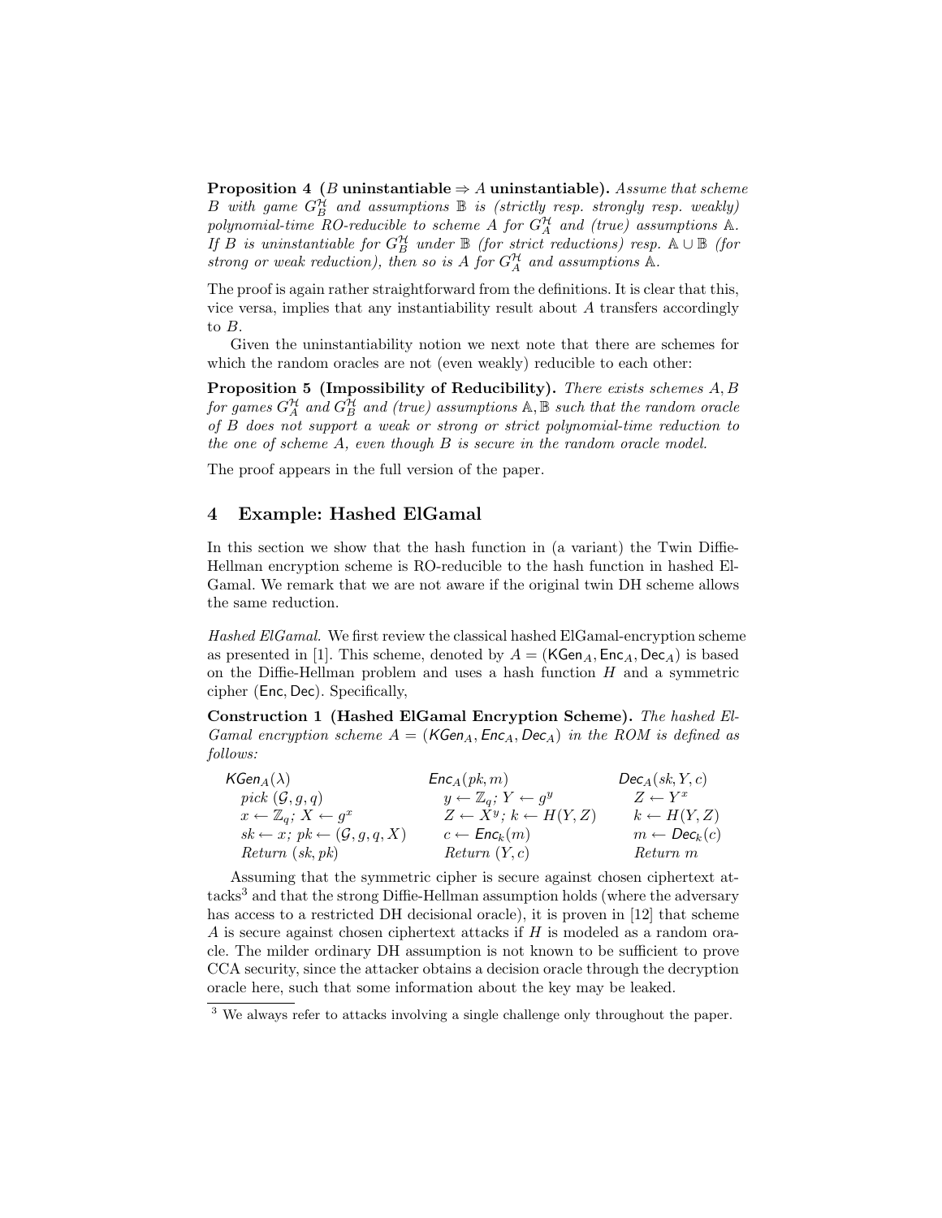**Proposition 4 ($B$ uninstantiable $\Rightarrow$ $A$ uninstantiable).** *Assume that scheme $B$ with game $G_B^{\mathcal{H}}$ and assumptions $\mathbb{B}$ is (strictly resp. strongly resp. weakly) polynomial-time RO-reducible to scheme $A$ for $G_A^{\mathcal{H}}$ and (true) assumptions $\mathbb{A}$. If $B$ is uninstantiable for $G_B^{\mathcal{H}}$ under $\mathbb{B}$ (for strict reductions) resp. $\mathbb{A} \cup \mathbb{B}$ (for strong or weak reduction), then so is $A$ for $G_A^{\mathcal{H}}$ and assumptions $\mathbb{A}$.*

The proof is again rather straightforward from the definitions. It is clear that this, vice versa, implies that any instantiability result about $A$ transfers accordingly to $B$.

Given the uninstantiability notion we next note that there are schemes for which the random oracles are not (even weakly) reducible to each other:

**Proposition 5 (Impossibility of Reducibility).** *There exists schemes $A, B$ for games $G_A^{\mathcal{H}}$ and $G_B^{\mathcal{H}}$ and (true) assumptions $\mathbb{A}, \mathbb{B}$ such that the random oracle of $B$ does not support a weak or strong or strict polynomial-time reduction to the one of scheme $A$, even though $B$ is secure in the random oracle model.*

The proof appears in the full version of the paper.

## 4 Example: Hashed ElGamal

In this section we show that the hash function in (a variant) the Twin Diffie-Hellman encryption scheme is RO-reducible to the hash function in hashed ElGamal. We remark that we are not aware if the original twin DH scheme allows the same reduction.

*Hashed ElGamal.* We first review the classical hashed ElGamal-encryption scheme as presented in [1]. This scheme, denoted by $A = (\mathsf{KGen}_A, \mathsf{Enc}_A, \mathsf{Dec}_A)$ is based on the Diffie-Hellman problem and uses a hash function $H$ and a symmetric cipher $(\mathsf{Enc}, \mathsf{Dec})$. Specifically,

**Construction 1 (Hashed ElGamal Encryption Scheme).** *The hashed ElGamal encryption scheme $A = (\mathsf{KGen}_A, \mathsf{Enc}_A, \mathsf{Dec}_A)$ in the ROM is defined as follows:*

| $\mathsf{KGen}_A(\lambda)$ | $\mathsf{Enc}_A(pk, m)$ | $\mathsf{Dec}_A(sk, Y, c)$ |
|---|---|---|
| pick $(\mathcal{G}, g, q)$ | $y \leftarrow \mathbb{Z}_q$; $Y \leftarrow g^y$ | $Z \leftarrow Y^x$ |
| $x \leftarrow \mathbb{Z}_q$; $X \leftarrow g^x$ | $Z \leftarrow X^y$; $k \leftarrow H(Y, Z)$ | $k \leftarrow H(Y, Z)$ |
| $sk \leftarrow x$; $pk \leftarrow (\mathcal{G}, g, q, X)$ | $c \leftarrow \mathsf{Enc}_k(m)$ | $m \leftarrow \mathsf{Dec}_k(c)$ |
| Return $(sk, pk)$ | Return $(Y, c)$ | Return $m$ |

Assuming that the symmetric cipher is secure against chosen ciphertext attacks[3] and that the strong Diffie-Hellman assumption holds (where the adversary has access to a restricted DH decisional oracle), it is proven in [12] that scheme $A$ is secure against chosen ciphertext attacks if $H$ is modeled as a random oracle. The milder ordinary DH assumption is not known to be sufficient to prove CCA security, since the attacker obtains a decision oracle through the decryption oracle here, such that some information about the key may be leaked.

[3] We always refer to attacks involving a single challenge only throughout the paper.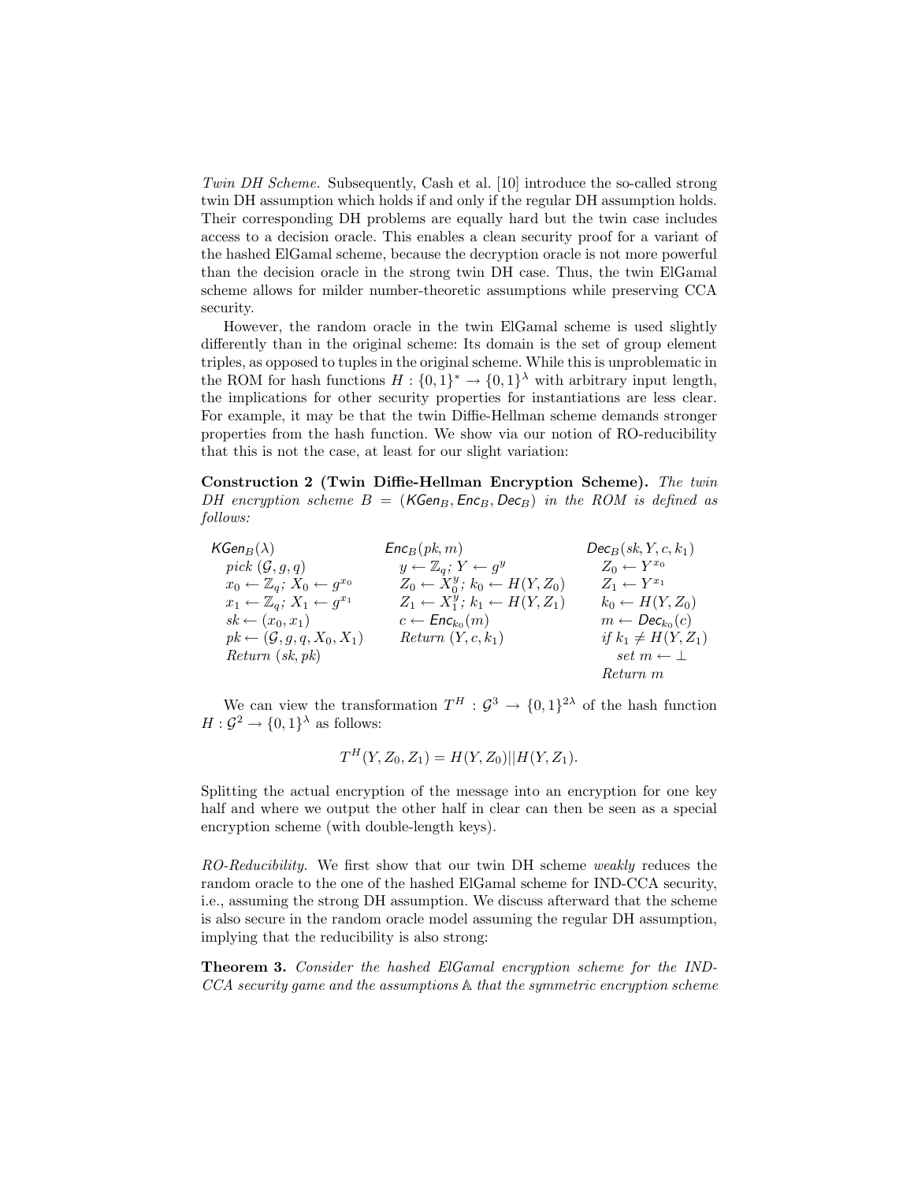*Twin DH Scheme.* Subsequently, Cash et al. [10] introduce the so-called strong twin DH assumption which holds if and only if the regular DH assumption holds. Their corresponding DH problems are equally hard but the twin case includes access to a decision oracle. This enables a clean security proof for a variant of the hashed ElGamal scheme, because the decryption oracle is not more powerful than the decision oracle in the strong twin DH case. Thus, the twin ElGamal scheme allows for milder number-theoretic assumptions while preserving CCA security.

However, the random oracle in the twin ElGamal scheme is used slightly differently than in the original scheme: Its domain is the set of group element triples, as opposed to tuples in the original scheme. While this is unproblematic in the ROM for hash functions $H : \{0,1\}^* \to \{0,1\}^\lambda$ with arbitrary input length, the implications for other security properties for instantiations are less clear. For example, it may be that the twin Diffie-Hellman scheme demands stronger properties from the hash function. We show via our notion of RO-reducibility that this is not the case, at least for our slight variation:

**Construction 2 (Twin Diffie-Hellman Encryption Scheme).** *The twin DH encryption scheme $B = (\mathsf{KGen}_B, \mathsf{Enc}_B, \mathsf{Dec}_B)$ in the ROM is defined as follows:*

| $\mathsf{KGen}_B(\lambda)$ | $\mathsf{Enc}_B(pk, m)$ | $\mathsf{Dec}_B(sk, Y, c, k_1)$ |
|---|---|---|
| *pick* $(\mathcal{G}, g, q)$ | $y \leftarrow \mathbb{Z}_q$; $Y \leftarrow g^y$ | $Z_0 \leftarrow Y^{x_0}$ |
| $x_0 \leftarrow \mathbb{Z}_q$; $X_0 \leftarrow g^{x_0}$ | $Z_0 \leftarrow X_0^y$; $k_0 \leftarrow H(Y, Z_0)$ | $Z_1 \leftarrow Y^{x_1}$ |
| $x_1 \leftarrow \mathbb{Z}_q$; $X_1 \leftarrow g^{x_1}$ | $Z_1 \leftarrow X_1^y$; $k_1 \leftarrow H(Y, Z_1)$ | $k_0 \leftarrow H(Y, Z_0)$ |
| $sk \leftarrow (x_0, x_1)$ | $c \leftarrow \mathsf{Enc}_{k_0}(m)$ | $m \leftarrow \mathsf{Dec}_{k_0}(c)$ |
| $pk \leftarrow (\mathcal{G}, g, q, X_0, X_1)$ | *Return* $(Y, c, k_1)$ | *if* $k_1 \neq H(Y, Z_1)$ |
| *Return* $(sk, pk)$ | | *set* $m \leftarrow \perp$ |
| | | *Return* $m$ |

We can view the transformation $T^H : \mathcal{G}^3 \to \{0,1\}^{2\lambda}$ of the hash function $H : \mathcal{G}^2 \to \{0,1\}^\lambda$ as follows:

$$T^H(Y, Z_0, Z_1) = H(Y, Z_0)||H(Y, Z_1).$$

Splitting the actual encryption of the message into an encryption for one key half and where we output the other half in clear can then be seen as a special encryption scheme (with double-length keys).

*RO-Reducibility.* We first show that our twin DH scheme *weakly* reduces the random oracle to the one of the hashed ElGamal scheme for IND-CCA security, i.e., assuming the strong DH assumption. We discuss afterward that the scheme is also secure in the random oracle model assuming the regular DH assumption, implying that the reducibility is also strong:

**Theorem 3.** *Consider the hashed ElGamal encryption scheme for the IND-CCA security game and the assumptions $\mathbb{A}$ that the symmetric encryption scheme*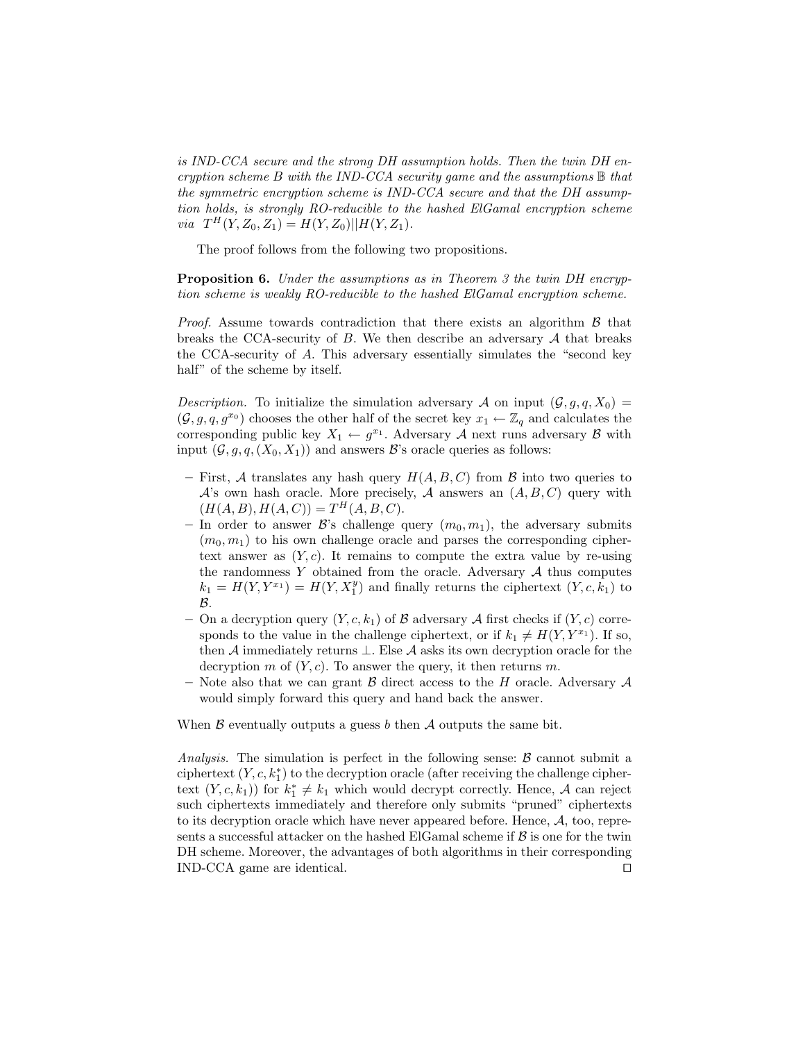*is IND-CCA secure and the strong DH assumption holds. Then the twin DH encryption scheme $B$ with the IND-CCA security game and the assumptions $\mathbb{B}$ that the symmetric encryption scheme is IND-CCA secure and that the DH assumption holds, is strongly RO-reducible to the hashed ElGamal encryption scheme via* $T^H(Y, Z_0, Z_1) = H(Y, Z_0)||H(Y, Z_1)$.

The proof follows from the following two propositions.

**Proposition 6.** *Under the assumptions as in Theorem 3 the twin DH encryption scheme is weakly RO-reducible to the hashed ElGamal encryption scheme.*

*Proof.* Assume towards contradiction that there exists an algorithm $\mathcal{B}$ that breaks the CCA-security of $B$. We then describe an adversary $\mathcal{A}$ that breaks the CCA-security of $A$. This adversary essentially simulates the "second key half" of the scheme by itself.

*Description.* To initialize the simulation adversary $\mathcal{A}$ on input $(\mathcal{G}, g, q, X_0) = (\mathcal{G}, g, q, g^{x_0})$ chooses the other half of the secret key $x_1 \leftarrow \mathbb{Z}_q$ and calculates the corresponding public key $X_1 \leftarrow g^{x_1}$. Adversary $\mathcal{A}$ next runs adversary $\mathcal{B}$ with input $(\mathcal{G}, g, q, (X_0, X_1))$ and answers $\mathcal{B}$'s oracle queries as follows:

- First, $\mathcal{A}$ translates any hash query $H(A, B, C)$ from $\mathcal{B}$ into two queries to $\mathcal{A}$'s own hash oracle. More precisely, $\mathcal{A}$ answers an $(A, B, C)$ query with $(H(A, B), H(A, C)) = T^H(A, B, C)$.
- In order to answer $\mathcal{B}$'s challenge query $(m_0, m_1)$, the adversary submits $(m_0, m_1)$ to his own challenge oracle and parses the corresponding ciphertext answer as $(Y, c)$. It remains to compute the extra value by re-using the randomness $Y$ obtained from the oracle. Adversary $\mathcal{A}$ thus computes $k_1 = H(Y, Y^{x_1}) = H(Y, X_1^y)$ and finally returns the ciphertext $(Y, c, k_1)$ to $\mathcal{B}$.
- On a decryption query $(Y, c, k_1)$ of $\mathcal{B}$ adversary $\mathcal{A}$ first checks if $(Y, c)$ corresponds to the value in the challenge ciphertext, or if $k_1 \neq H(Y, Y^{x_1})$. If so, then $\mathcal{A}$ immediately returns $\perp$. Else $\mathcal{A}$ asks its own decryption oracle for the decryption $m$ of $(Y, c)$. To answer the query, it then returns $m$.
- Note also that we can grant $\mathcal{B}$ direct access to the $H$ oracle. Adversary $\mathcal{A}$ would simply forward this query and hand back the answer.

When $\mathcal{B}$ eventually outputs a guess $b$ then $\mathcal{A}$ outputs the same bit.

*Analysis.* The simulation is perfect in the following sense: $\mathcal{B}$ cannot submit a ciphertext $(Y, c, k_1^*)$ to the decryption oracle (after receiving the challenge ciphertext $(Y, c, k_1)$) for $k_1^* \neq k_1$ which would decrypt correctly. Hence, $\mathcal{A}$ can reject such ciphertexts immediately and therefore only submits "pruned" ciphertexts to its decryption oracle which have never appeared before. Hence, $\mathcal{A}$, too, represents a successful attacker on the hashed ElGamal scheme if $\mathcal{B}$ is one for the twin DH scheme. Moreover, the advantages of both algorithms in their corresponding IND-CCA game are identical. □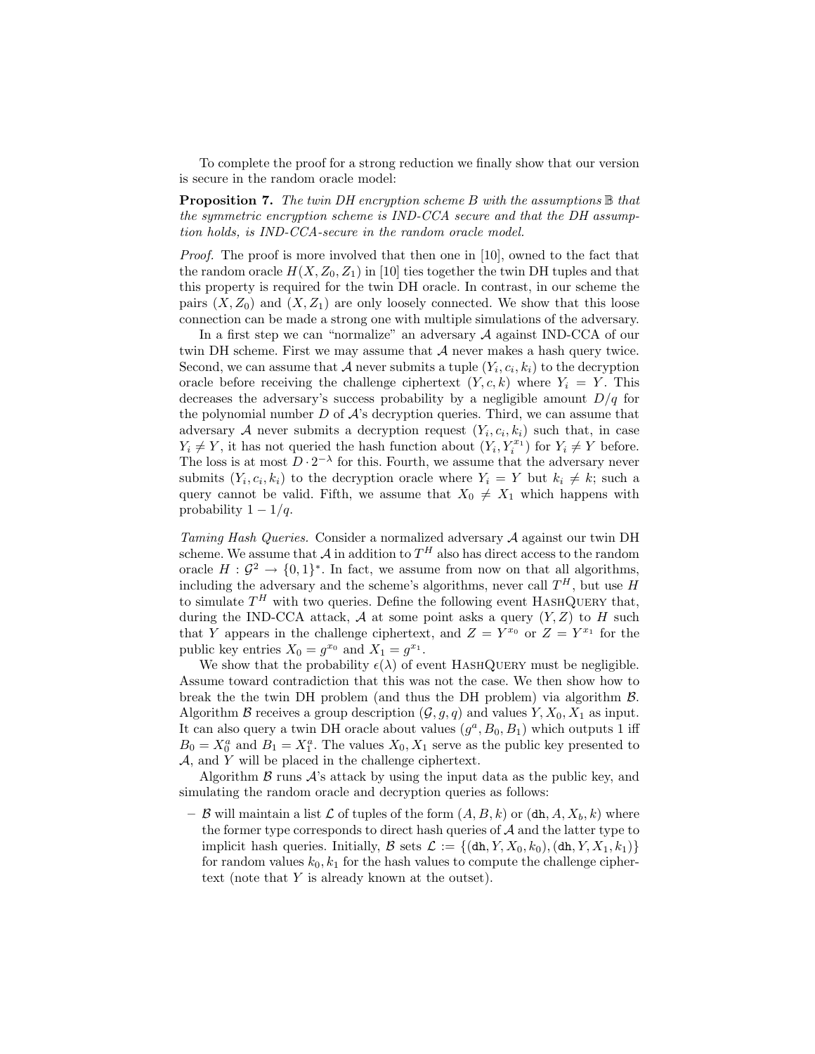To complete the proof for a strong reduction we finally show that our version is secure in the random oracle model:

**Proposition 7.** *The twin DH encryption scheme $B$ with the assumptions $\mathbb{B}$ that the symmetric encryption scheme is IND-CCA secure and that the DH assumption holds, is IND-CCA-secure in the random oracle model.*

*Proof.* The proof is more involved that then one in [10], owned to the fact that the random oracle $H(X, Z_0, Z_1)$ in [10] ties together the twin DH tuples and that this property is required for the twin DH oracle. In contrast, in our scheme the pairs $(X, Z_0)$ and $(X, Z_1)$ are only loosely connected. We show that this loose connection can be made a strong one with multiple simulations of the adversary.

In a first step we can "normalize" an adversary $\mathcal{A}$ against IND-CCA of our twin DH scheme. First we may assume that $\mathcal{A}$ never makes a hash query twice. Second, we can assume that $\mathcal{A}$ never submits a tuple $(Y_i, c_i, k_i)$ to the decryption oracle before receiving the challenge ciphertext $(Y, c, k)$ where $Y_i = Y$. This decreases the adversary's success probability by a negligible amount $D/q$ for the polynomial number $D$ of $\mathcal{A}$'s decryption queries. Third, we can assume that adversary $\mathcal{A}$ never submits a decryption request $(Y_i, c_i, k_i)$ such that, in case $Y_i \neq Y$, it has not queried the hash function about $(Y_i, Y_i^{x_1})$ for $Y_i \neq Y$ before. The loss is at most $D \cdot 2^{-\lambda}$ for this. Fourth, we assume that the adversary never submits $(Y_i, c_i, k_i)$ to the decryption oracle where $Y_i = Y$ but $k_i \neq k$; such a query cannot be valid. Fifth, we assume that $X_0 \neq X_1$ which happens with probability $1 - 1/q$.

*Taming Hash Queries.* Consider a normalized adversary $\mathcal{A}$ against our twin DH scheme. We assume that $\mathcal{A}$ in addition to $T^H$ also has direct access to the random oracle $H : \mathcal{G}^2 \to \{0,1\}^*$. In fact, we assume from now on that all algorithms, including the adversary and the scheme's algorithms, never call $T^H$, but use $H$ to simulate $T^H$ with two queries. Define the following event HashQuery that, during the IND-CCA attack, $\mathcal{A}$ at some point asks a query $(Y, Z)$ to $H$ such that $Y$ appears in the challenge ciphertext, and $Z = Y^{x_0}$ or $Z = Y^{x_1}$ for the public key entries $X_0 = g^{x_0}$ and $X_1 = g^{x_1}$.

We show that the probability $\epsilon(\lambda)$ of event HashQuery must be negligible. Assume toward contradiction that this was not the case. We then show how to break the the twin DH problem (and thus the DH problem) via algorithm $\mathcal{B}$. Algorithm $\mathcal{B}$ receives a group description $(\mathcal{G}, g, q)$ and values $Y, X_0, X_1$ as input. It can also query a twin DH oracle about values $(g^a, B_0, B_1)$ which outputs 1 iff $B_0 = X_0^a$ and $B_1 = X_1^a$. The values $X_0, X_1$ serve as the public key presented to $\mathcal{A}$, and $Y$ will be placed in the challenge ciphertext.

Algorithm $\mathcal{B}$ runs $\mathcal{A}$'s attack by using the input data as the public key, and simulating the random oracle and decryption queries as follows:

- $\mathcal{B}$ will maintain a list $\mathcal{L}$ of tuples of the form $(A, B, k)$ or $(\texttt{dh}, A, X_b, k)$ where the former type corresponds to direct hash queries of $\mathcal{A}$ and the latter type to implicit hash queries. Initially, $\mathcal{B}$ sets $\mathcal{L} := \{(\texttt{dh}, Y, X_0, k_0), (\texttt{dh}, Y, X_1, k_1)\}$ for random values $k_0, k_1$ for the hash values to compute the challenge ciphertext (note that $Y$ is already known at the outset).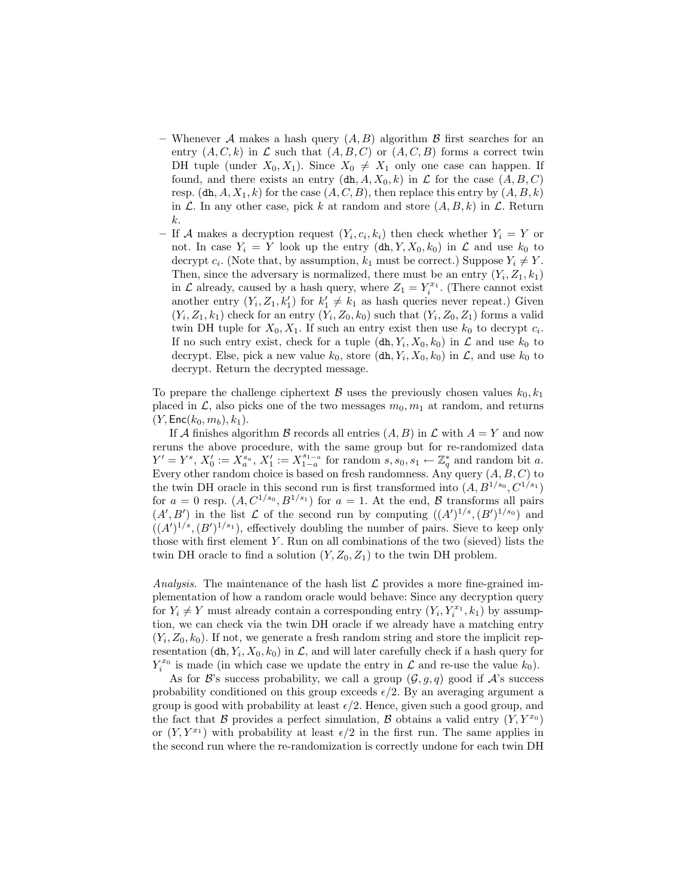- Whenever $\mathcal{A}$ makes a hash query $(A, B)$ algorithm $\mathcal{B}$ first searches for an entry $(A, C, k)$ in $\mathcal{L}$ such that $(A, B, C)$ or $(A, C, B)$ forms a correct twin DH tuple (under $X_0, X_1$). Since $X_0 \neq X_1$ only one case can happen. If found, and there exists an entry $(\mathtt{dh}, A, X_0, k)$ in $\mathcal{L}$ for the case $(A, B, C)$ resp. $(\mathtt{dh}, A, X_1, k)$ for the case $(A, C, B)$, then replace this entry by $(A, B, k)$ in $\mathcal{L}$. In any other case, pick $k$ at random and store $(A, B, k)$ in $\mathcal{L}$. Return $k$.
- If $\mathcal{A}$ makes a decryption request $(Y_i, c_i, k_i)$ then check whether $Y_i = Y$ or not. In case $Y_i = Y$ look up the entry $(\mathtt{dh}, Y, X_0, k_0)$ in $\mathcal{L}$ and use $k_0$ to decrypt $c_i$. (Note that, by assumption, $k_1$ must be correct.) Suppose $Y_i \neq Y$. Then, since the adversary is normalized, there must be an entry $(Y_i, Z_1, k_1)$ in $\mathcal{L}$ already, caused by a hash query, where $Z_1 = Y_i^{x_1}$. (There cannot exist another entry $(Y_i, Z_1, k_1')$ for $k_1' \neq k_1$ as hash queries never repeat.) Given $(Y_i, Z_1, k_1)$ check for an entry $(Y_i, Z_0, k_0)$ such that $(Y_i, Z_0, Z_1)$ forms a valid twin DH tuple for $X_0, X_1$. If such an entry exist then use $k_0$ to decrypt $c_i$. If no such entry exist, check for a tuple $(\mathtt{dh}, Y_i, X_0, k_0)$ in $\mathcal{L}$ and use $k_0$ to decrypt. Else, pick a new value $k_0$, store $(\mathtt{dh}, Y_i, X_0, k_0)$ in $\mathcal{L}$, and use $k_0$ to decrypt. Return the decrypted message.

To prepare the challenge ciphertext $\mathcal{B}$ uses the previously chosen values $k_0, k_1$ placed in $\mathcal{L}$, also picks one of the two messages $m_0, m_1$ at random, and returns $(Y, \mathsf{Enc}(k_0, m_b), k_1)$.

If $\mathcal{A}$ finishes algorithm $\mathcal{B}$ records all entries $(A, B)$ in $\mathcal{L}$ with $A = Y$ and now reruns the above procedure, with the same group but for re-randomized data $Y' = Y^s$, $X_0' := X_a^{s_a}$, $X_1' := X_{1-a}^{s_{1-a}}$ for random $s, s_0, s_1 \leftarrow \mathbb{Z}_q^*$ and random bit $a$. Every other random choice is based on fresh randomness. Any query $(A, B, C)$ to the twin DH oracle in this second run is first transformed into $(A, B^{1/s_0}, C^{1/s_1})$ for $a = 0$ resp. $(A, C^{1/s_0}, B^{1/s_1})$ for $a = 1$. At the end, $\mathcal{B}$ transforms all pairs $(A', B')$ in the list $\mathcal{L}$ of the second run by computing $((A')^{1/s}, (B')^{1/s_0})$ and $((A')^{1/s}, (B')^{1/s_1})$, effectively doubling the number of pairs. Sieve to keep only those with first element $Y$. Run on all combinations of the two (sieved) lists the twin DH oracle to find a solution $(Y, Z_0, Z_1)$ to the twin DH problem.

*Analysis.* The maintenance of the hash list $\mathcal{L}$ provides a more fine-grained implementation of how a random oracle would behave: Since any decryption query for $Y_i \neq Y$ must already contain a corresponding entry $(Y_i, Y_i^{x_1}, k_1)$ by assumption, we can check via the twin DH oracle if we already have a matching entry $(Y_i, Z_0, k_0)$. If not, we generate a fresh random string and store the implicit representation $(\mathtt{dh}, Y_i, X_0, k_0)$ in $\mathcal{L}$, and will later carefully check if a hash query for $Y_i^{x_0}$ is made (in which case we update the entry in $\mathcal{L}$ and re-use the value $k_0$).

As for $\mathcal{B}$'s success probability, we call a group $(\mathcal{G}, g, q)$ good if $\mathcal{A}$'s success probability conditioned on this group exceeds $\epsilon/2$. By an averaging argument a group is good with probability at least $\epsilon/2$. Hence, given such a good group, and the fact that $\mathcal{B}$ provides a perfect simulation, $\mathcal{B}$ obtains a valid entry $(Y, Y^{x_0})$ or $(Y, Y^{x_1})$ with probability at least $\epsilon/2$ in the first run. The same applies in the second run where the re-randomization is correctly undone for each twin DH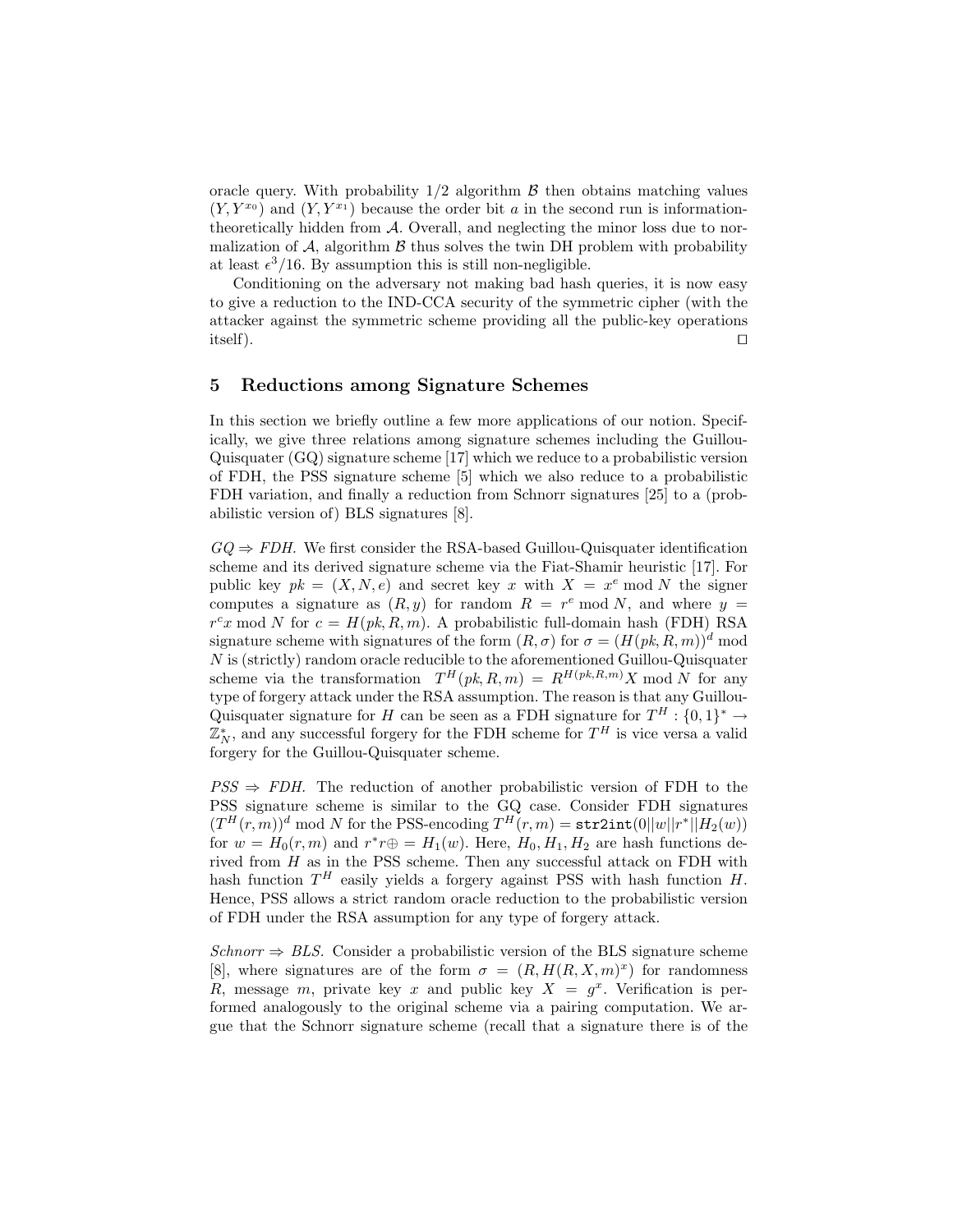oracle query. With probability 1/2 algorithm $\mathcal{B}$ then obtains matching values $(Y, Y^{x_0})$ and $(Y, Y^{x_1})$ because the order bit $a$ in the second run is information-theoretically hidden from $\mathcal{A}$. Overall, and neglecting the minor loss due to normalization of $\mathcal{A}$, algorithm $\mathcal{B}$ thus solves the twin DH problem with probability at least $\epsilon^3/16$. By assumption this is still non-negligible.

Conditioning on the adversary not making bad hash queries, it is now easy to give a reduction to the IND-CCA security of the symmetric cipher (with the attacker against the symmetric scheme providing all the public-key operations itself). $\square$

## 5 Reductions among Signature Schemes

In this section we briefly outline a few more applications of our notion. Specifically, we give three relations among signature schemes including the Guillou-Quisquater (GQ) signature scheme [17] which we reduce to a probabilistic version of FDH, the PSS signature scheme [5] which we also reduce to a probabilistic FDH variation, and finally a reduction from Schnorr signatures [25] to a (probabilistic version of) BLS signatures [8].

*GQ $\Rightarrow$ FDH.* We first consider the RSA-based Guillou-Quisquater identification scheme and its derived signature scheme via the Fiat-Shamir heuristic [17]. For public key $pk = (X, N, e)$ and secret key $x$ with $X = x^e \bmod N$ the signer computes a signature as $(R, y)$ for random $R = r^e \bmod N$, and where $y = r^c x \bmod N$ for $c = H(pk, R, m)$. A probabilistic full-domain hash (FDH) RSA signature scheme with signatures of the form $(R, \sigma)$ for $\sigma = (H(pk, R, m))^d \bmod N$ is (strictly) random oracle reducible to the aforementioned Guillou-Quisquater scheme via the transformation $T^H(pk, R, m) = R^{H(pk,R,m)} X \bmod N$ for any type of forgery attack under the RSA assumption. The reason is that any Guillou-Quisquater signature for $H$ can be seen as a FDH signature for $T^H : \{0,1\}^* \to \mathbb{Z}_N^*$, and any successful forgery for the FDH scheme for $T^H$ is vice versa a valid forgery for the Guillou-Quisquater scheme.

*PSS $\Rightarrow$ FDH.* The reduction of another probabilistic version of FDH to the PSS signature scheme is similar to the GQ case. Consider FDH signatures $(T^H(r, m))^d \bmod N$ for the PSS-encoding $T^H(r, m) = \mathtt{str2int}(0||w||r^*||H_2(w))$ for $w = H_0(r, m)$ and $r^* r \oplus = H_1(w)$. Here, $H_0, H_1, H_2$ are hash functions derived from $H$ as in the PSS scheme. Then any successful attack on FDH with hash function $T^H$ easily yields a forgery against PSS with hash function $H$. Hence, PSS allows a strict random oracle reduction to the probabilistic version of FDH under the RSA assumption for any type of forgery attack.

*Schnorr $\Rightarrow$ BLS.* Consider a probabilistic version of the BLS signature scheme [8], where signatures are of the form $\sigma = (R, H(R, X, m)^x)$ for randomness $R$, message $m$, private key $x$ and public key $X = g^x$. Verification is performed analogously to the original scheme via a pairing computation. We argue that the Schnorr signature scheme (recall that a signature there is of the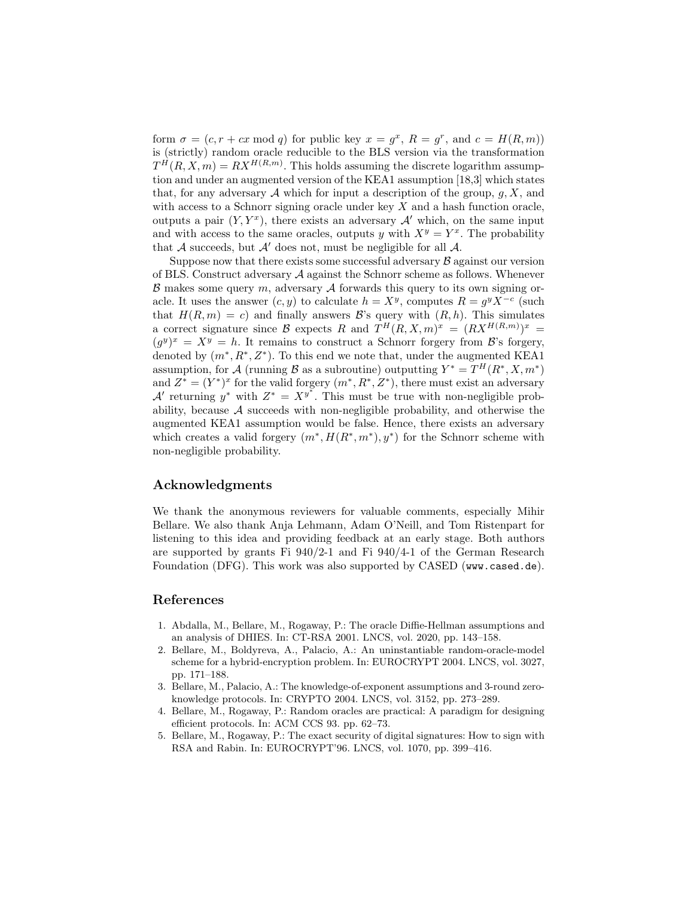form $\sigma = (c, r + cx \bmod q)$ for public key $x = g^x$, $R = g^r$, and $c = H(R, m)$) is (strictly) random oracle reducible to the BLS version via the transformation $T^H(R, X, m) = RX^{H(R,m)}$. This holds assuming the discrete logarithm assumption and under an augmented version of the KEA1 assumption [18,3] which states that, for any adversary $\mathcal{A}$ which for input a description of the group, $g, X$, and with access to a Schnorr signing oracle under key $X$ and a hash function oracle, outputs a pair $(Y, Y^x)$, there exists an adversary $\mathcal{A}'$ which, on the same input and with access to the same oracles, outputs $y$ with $X^y = Y^x$. The probability that $\mathcal{A}$ succeeds, but $\mathcal{A}'$ does not, must be negligible for all $\mathcal{A}$.

Suppose now that there exists some successful adversary $\mathcal{B}$ against our version of BLS. Construct adversary $\mathcal{A}$ against the Schnorr scheme as follows. Whenever $\mathcal{B}$ makes some query $m$, adversary $\mathcal{A}$ forwards this query to its own signing oracle. It uses the answer $(c, y)$ to calculate $h = X^y$, computes $R = g^y X^{-c}$ (such that $H(R, m) = c$) and finally answers $\mathcal{B}$'s query with $(R, h)$. This simulates a correct signature since $\mathcal{B}$ expects $R$ and $T^H(R, X, m)^x = (RX^{H(R,m)})^x = (g^y)^x = X^y = h$. It remains to construct a Schnorr forgery from $\mathcal{B}$'s forgery, denoted by $(m^*, R^*, Z^*)$. To this end we note that, under the augmented KEA1 assumption, for $\mathcal{A}$ (running $\mathcal{B}$ as a subroutine) outputting $Y^* = T^H(R^*, X, m^*)$ and $Z^* = (Y^*)^x$ for the valid forgery $(m^*, R^*, Z^*)$, there must exist an adversary $\mathcal{A}'$ returning $y^*$ with $Z^* = X^{y^*}$. This must be true with non-negligible probability, because $\mathcal{A}$ succeeds with non-negligible probability, and otherwise the augmented KEA1 assumption would be false. Hence, there exists an adversary which creates a valid forgery $(m^*, H(R^*, m^*), y^*)$ for the Schnorr scheme with non-negligible probability.

## Acknowledgments

We thank the anonymous reviewers for valuable comments, especially Mihir Bellare. We also thank Anja Lehmann, Adam O'Neill, and Tom Ristenpart for listening to this idea and providing feedback at an early stage. Both authors are supported by grants Fi 940/2-1 and Fi 940/4-1 of the German Research Foundation (DFG). This work was also supported by CASED (`www.cased.de`).

## References

1. Abdalla, M., Bellare, M., Rogaway, P.: The oracle Diffie-Hellman assumptions and an analysis of DHIES. In: CT-RSA 2001. LNCS, vol. 2020, pp. 143–158.
2. Bellare, M., Boldyreva, A., Palacio, A.: An uninstantiable random-oracle-model scheme for a hybrid-encryption problem. In: EUROCRYPT 2004. LNCS, vol. 3027, pp. 171–188.
3. Bellare, M., Palacio, A.: The knowledge-of-exponent assumptions and 3-round zero-knowledge protocols. In: CRYPTO 2004. LNCS, vol. 3152, pp. 273–289.
4. Bellare, M., Rogaway, P.: Random oracles are practical: A paradigm for designing efficient protocols. In: ACM CCS 93. pp. 62–73.
5. Bellare, M., Rogaway, P.: The exact security of digital signatures: How to sign with RSA and Rabin. In: EUROCRYPT'96. LNCS, vol. 1070, pp. 399–416.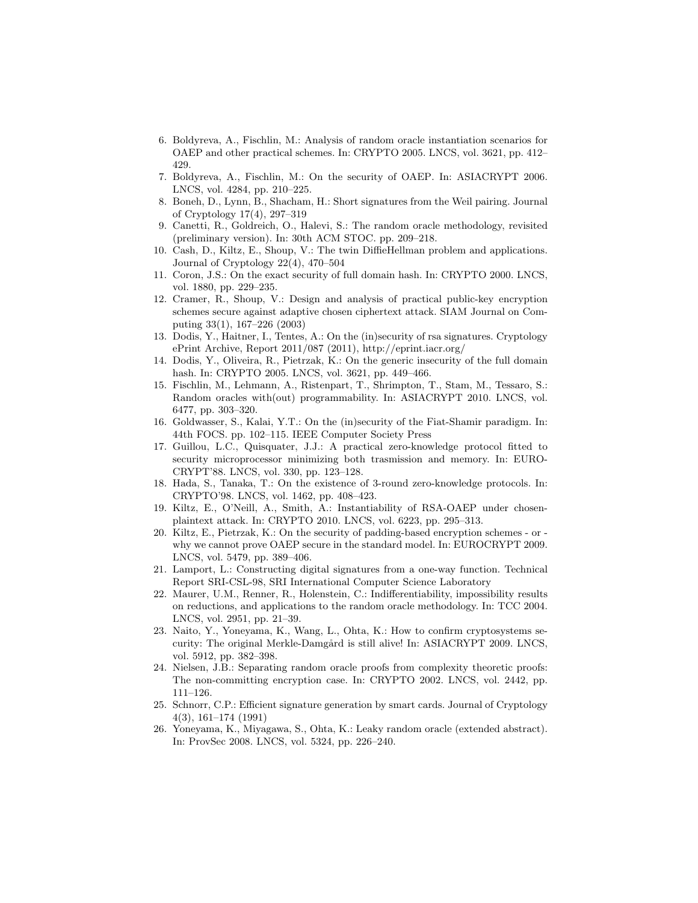6. Boldyreva, A., Fischlin, M.: Analysis of random oracle instantiation scenarios for OAEP and other practical schemes. In: CRYPTO 2005. LNCS, vol. 3621, pp. 412–429.
7. Boldyreva, A., Fischlin, M.: On the security of OAEP. In: ASIACRYPT 2006. LNCS, vol. 4284, pp. 210–225.
8. Boneh, D., Lynn, B., Shacham, H.: Short signatures from the Weil pairing. Journal of Cryptology 17(4), 297–319
9. Canetti, R., Goldreich, O., Halevi, S.: The random oracle methodology, revisited (preliminary version). In: 30th ACM STOC. pp. 209–218.
10. Cash, D., Kiltz, E., Shoup, V.: The twin DiffieHellman problem and applications. Journal of Cryptology 22(4), 470–504
11. Coron, J.S.: On the exact security of full domain hash. In: CRYPTO 2000. LNCS, vol. 1880, pp. 229–235.
12. Cramer, R., Shoup, V.: Design and analysis of practical public-key encryption schemes secure against adaptive chosen ciphertext attack. SIAM Journal on Computing 33(1), 167–226 (2003)
13. Dodis, Y., Haitner, I., Tentes, A.: On the (in)security of rsa signatures. Cryptology ePrint Archive, Report 2011/087 (2011), http://eprint.iacr.org/
14. Dodis, Y., Oliveira, R., Pietrzak, K.: On the generic insecurity of the full domain hash. In: CRYPTO 2005. LNCS, vol. 3621, pp. 449–466.
15. Fischlin, M., Lehmann, A., Ristenpart, T., Shrimpton, T., Stam, M., Tessaro, S.: Random oracles with(out) programmability. In: ASIACRYPT 2010. LNCS, vol. 6477, pp. 303–320.
16. Goldwasser, S., Kalai, Y.T.: On the (in)security of the Fiat-Shamir paradigm. In: 44th FOCS. pp. 102–115. IEEE Computer Society Press
17. Guillou, L.C., Quisquater, J.J.: A practical zero-knowledge protocol fitted to security microprocessor minimizing both trasmission and memory. In: EUROCRYPT'88. LNCS, vol. 330, pp. 123–128.
18. Hada, S., Tanaka, T.: On the existence of 3-round zero-knowledge protocols. In: CRYPTO'98. LNCS, vol. 1462, pp. 408–423.
19. Kiltz, E., O'Neill, A., Smith, A.: Instantiability of RSA-OAEP under chosen-plaintext attack. In: CRYPTO 2010. LNCS, vol. 6223, pp. 295–313.
20. Kiltz, E., Pietrzak, K.: On the security of padding-based encryption schemes - or - why we cannot prove OAEP secure in the standard model. In: EUROCRYPT 2009. LNCS, vol. 5479, pp. 389–406.
21. Lamport, L.: Constructing digital signatures from a one-way function. Technical Report SRI-CSL-98, SRI International Computer Science Laboratory
22. Maurer, U.M., Renner, R., Holenstein, C.: Indifferentiability, impossibility results on reductions, and applications to the random oracle methodology. In: TCC 2004. LNCS, vol. 2951, pp. 21–39.
23. Naito, Y., Yoneyama, K., Wang, L., Ohta, K.: How to confirm cryptosystems security: The original Merkle-Damgård is still alive! In: ASIACRYPT 2009. LNCS, vol. 5912, pp. 382–398.
24. Nielsen, J.B.: Separating random oracle proofs from complexity theoretic proofs: The non-committing encryption case. In: CRYPTO 2002. LNCS, vol. 2442, pp. 111–126.
25. Schnorr, C.P.: Efficient signature generation by smart cards. Journal of Cryptology 4(3), 161–174 (1991)
26. Yoneyama, K., Miyagawa, S., Ohta, K.: Leaky random oracle (extended abstract). In: ProvSec 2008. LNCS, vol. 5324, pp. 226–240.